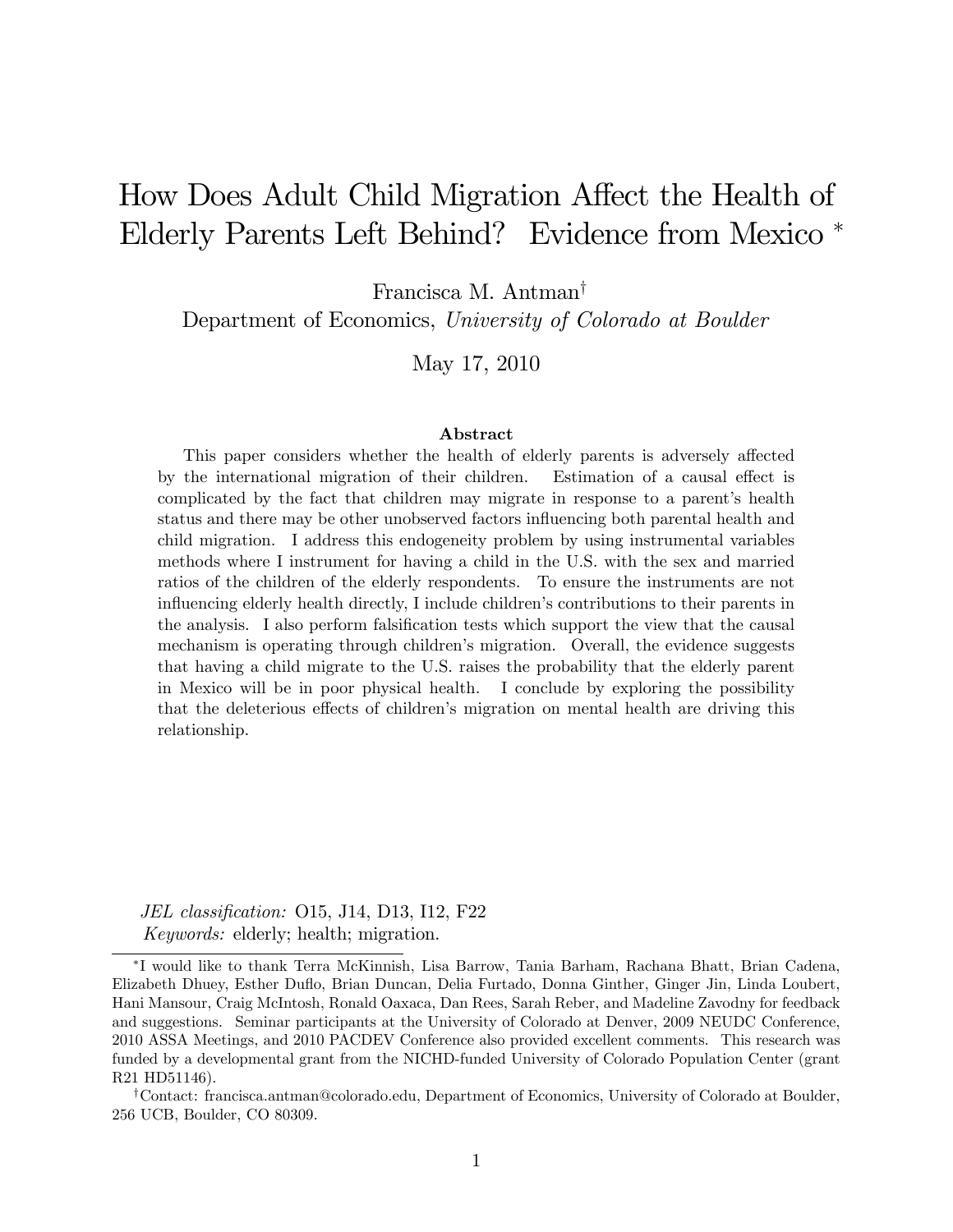# How Does Adult Child Migration Affect the Health of Elderly Parents Left Behind? Evidence from Mexico [*]

Francisca M. Antman[†]

Department of Economics, *University of Colorado at Boulder*

May 17, 2010

### Abstract

This paper considers whether the health of elderly parents is adversely affected by the international migration of their children. Estimation of a causal effect is complicated by the fact that children may migrate in response to a parent's health status and there may be other unobserved factors influencing both parental health and child migration. I address this endogeneity problem by using instrumental variables methods where I instrument for having a child in the U.S. with the sex and married ratios of the children of the elderly respondents. To ensure the instruments are not influencing elderly health directly, I include children's contributions to their parents in the analysis. I also perform falsification tests which support the view that the causal mechanism is operating through children's migration. Overall, the evidence suggests that having a child migrate to the U.S. raises the probability that the elderly parent in Mexico will be in poor physical health. I conclude by exploring the possibility that the deleterious effects of children's migration on mental health are driving this relationship.

*JEL classification:* O15, J14, D13, I12, F22

*Keywords:* elderly; health; migration.

---

[*] I would like to thank Terra McKinnish, Lisa Barrow, Tania Barham, Rachana Bhatt, Brian Cadena, Elizabeth Dhuey, Esther Duflo, Brian Duncan, Delia Furtado, Donna Ginther, Ginger Jin, Linda Loubert, Hani Mansour, Craig McIntosh, Ronald Oaxaca, Dan Rees, Sarah Reber, and Madeline Zavodny for feedback and suggestions. Seminar participants at the University of Colorado at Denver, 2009 NEUDC Conference, 2010 ASSA Meetings, and 2010 PACDEV Conference also provided excellent comments. This research was funded by a developmental grant from the NICHD-funded University of Colorado Population Center (grant R21 HD51146).

[†] Contact: francisca.antman@colorado.edu, Department of Economics, University of Colorado at Boulder, 256 UCB, Boulder, CO 80309.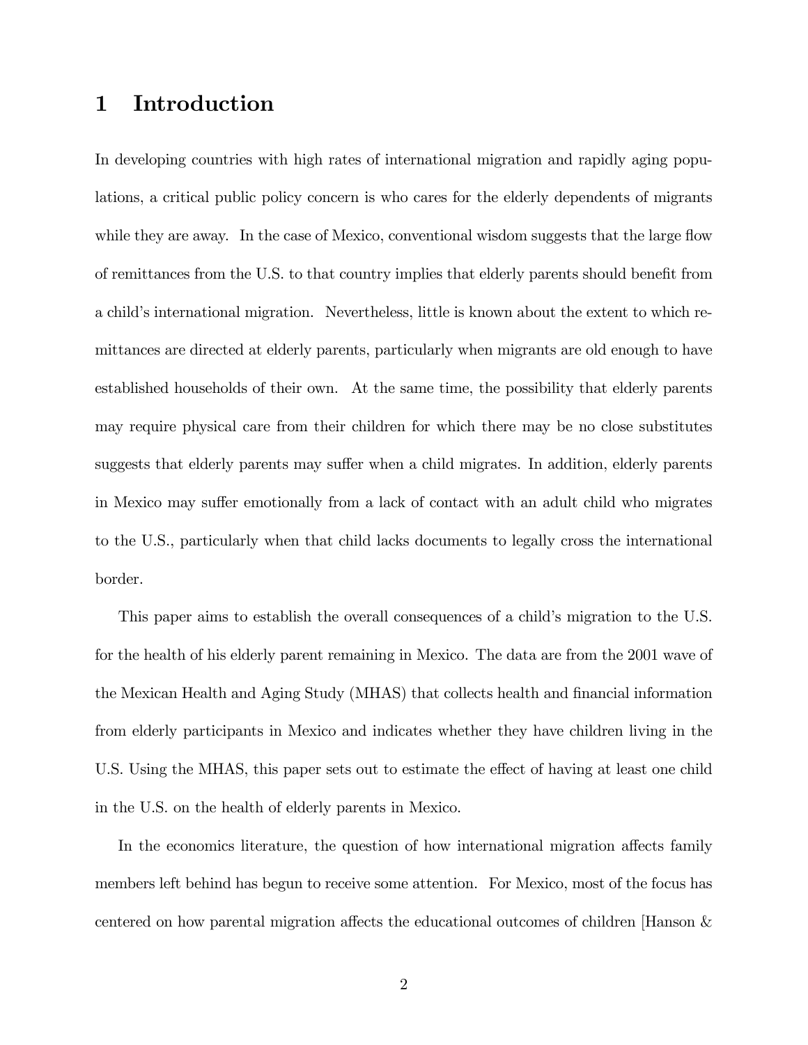# 1 Introduction

In developing countries with high rates of international migration and rapidly aging populations, a critical public policy concern is who cares for the elderly dependents of migrants while they are away. In the case of Mexico, conventional wisdom suggests that the large flow of remittances from the U.S. to that country implies that elderly parents should benefit from a child's international migration. Nevertheless, little is known about the extent to which remittances are directed at elderly parents, particularly when migrants are old enough to have established households of their own. At the same time, the possibility that elderly parents may require physical care from their children for which there may be no close substitutes suggests that elderly parents may suffer when a child migrates. In addition, elderly parents in Mexico may suffer emotionally from a lack of contact with an adult child who migrates to the U.S., particularly when that child lacks documents to legally cross the international border.

This paper aims to establish the overall consequences of a child's migration to the U.S. for the health of his elderly parent remaining in Mexico. The data are from the 2001 wave of the Mexican Health and Aging Study (MHAS) that collects health and financial information from elderly participants in Mexico and indicates whether they have children living in the U.S. Using the MHAS, this paper sets out to estimate the effect of having at least one child in the U.S. on the health of elderly parents in Mexico.

In the economics literature, the question of how international migration affects family members left behind has begun to receive some attention. For Mexico, most of the focus has centered on how parental migration affects the educational outcomes of children [Hanson &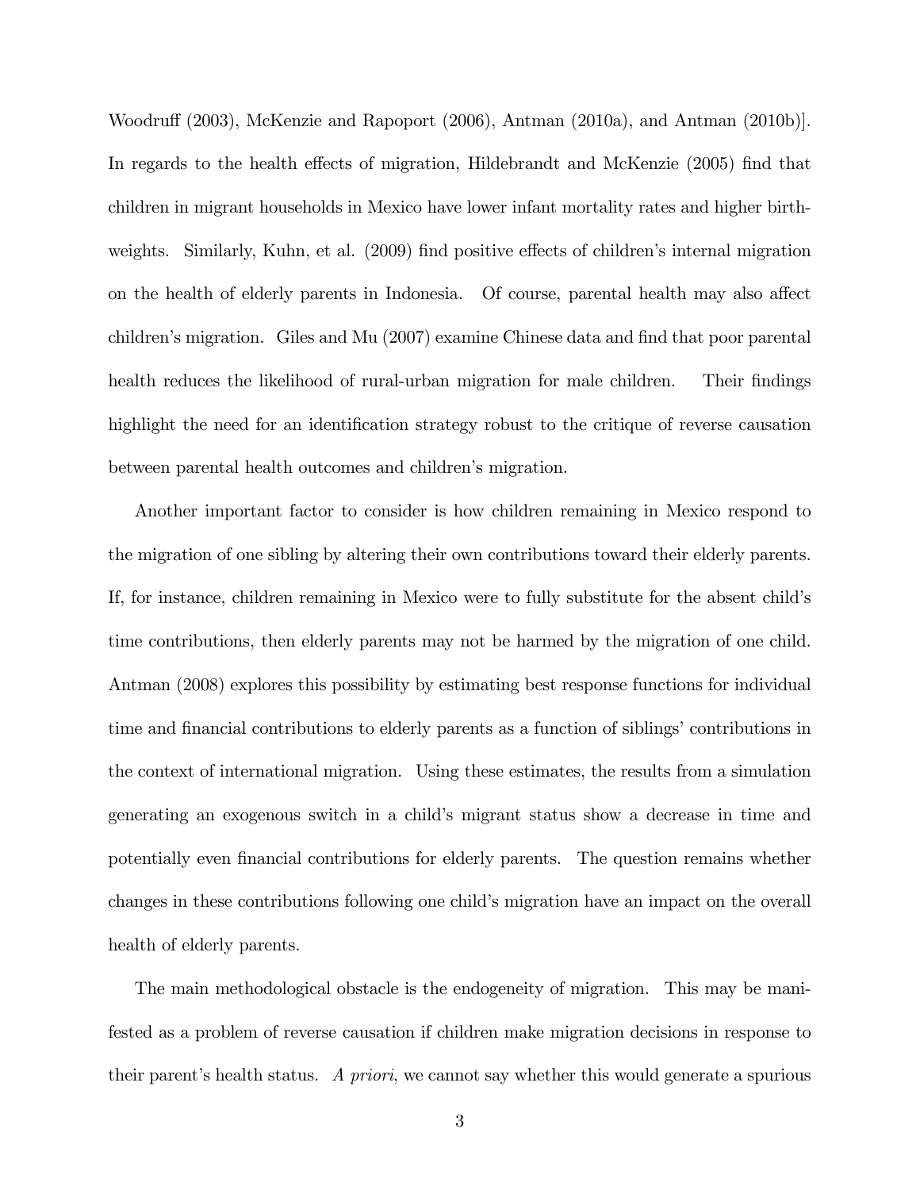Woodruff (2003), McKenzie and Rapoport (2006), Antman (2010a), and Antman (2010b)]. In regards to the health effects of migration, Hildebrandt and McKenzie (2005) find that children in migrant households in Mexico have lower infant mortality rates and higher birth-weights. Similarly, Kuhn, et al. (2009) find positive effects of children's internal migration on the health of elderly parents in Indonesia. Of course, parental health may also affect children's migration. Giles and Mu (2007) examine Chinese data and find that poor parental health reduces the likelihood of rural-urban migration for male children. Their findings highlight the need for an identification strategy robust to the critique of reverse causation between parental health outcomes and children's migration.

Another important factor to consider is how children remaining in Mexico respond to the migration of one sibling by altering their own contributions toward their elderly parents. If, for instance, children remaining in Mexico were to fully substitute for the absent child's time contributions, then elderly parents may not be harmed by the migration of one child. Antman (2008) explores this possibility by estimating best response functions for individual time and financial contributions to elderly parents as a function of siblings' contributions in the context of international migration. Using these estimates, the results from a simulation generating an exogenous switch in a child's migrant status show a decrease in time and potentially even financial contributions for elderly parents. The question remains whether changes in these contributions following one child's migration have an impact on the overall health of elderly parents.

The main methodological obstacle is the endogeneity of migration. This may be manifested as a problem of reverse causation if children make migration decisions in response to their parent's health status. *A priori*, we cannot say whether this would generate a spurious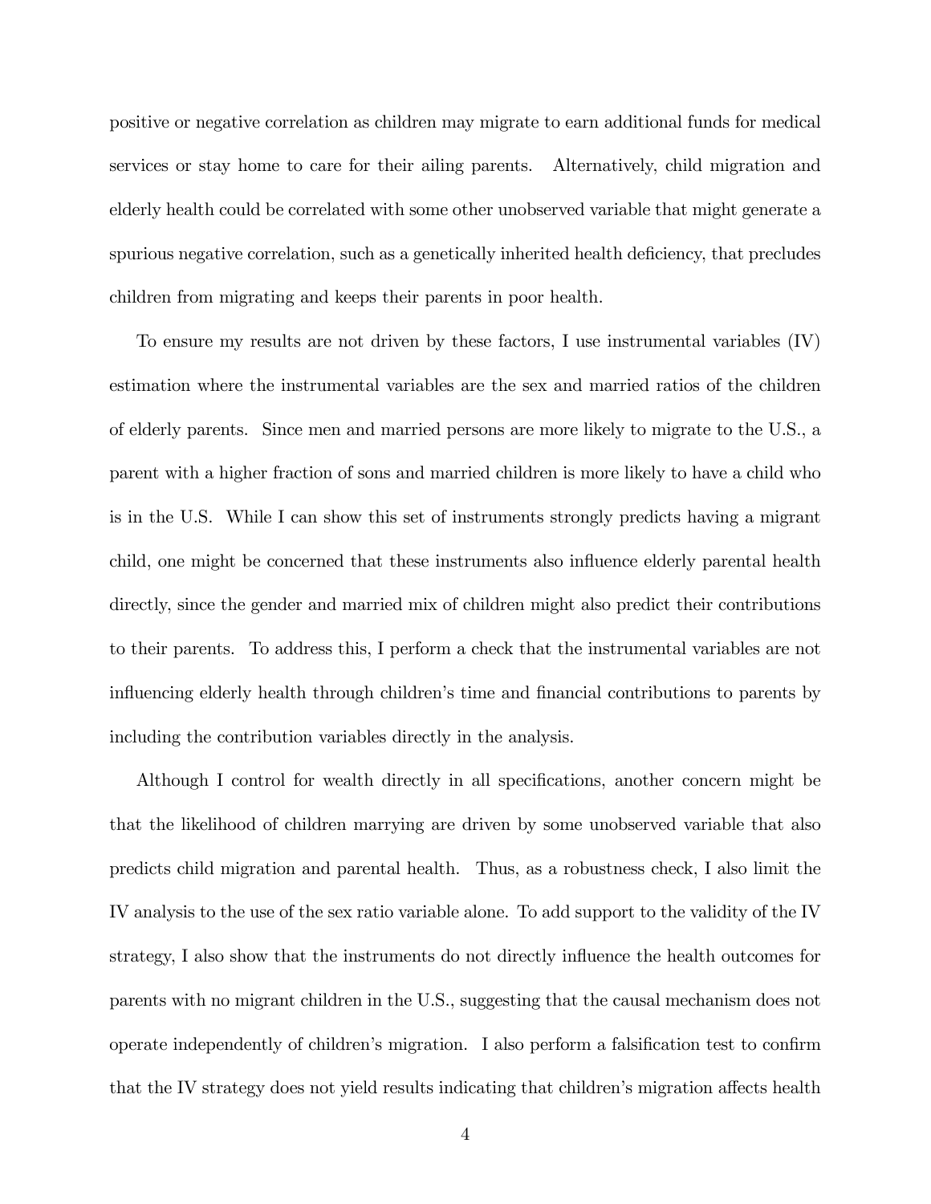positive or negative correlation as children may migrate to earn additional funds for medical services or stay home to care for their ailing parents. Alternatively, child migration and elderly health could be correlated with some other unobserved variable that might generate a spurious negative correlation, such as a genetically inherited health deficiency, that precludes children from migrating and keeps their parents in poor health.

To ensure my results are not driven by these factors, I use instrumental variables (IV) estimation where the instrumental variables are the sex and married ratios of the children of elderly parents. Since men and married persons are more likely to migrate to the U.S., a parent with a higher fraction of sons and married children is more likely to have a child who is in the U.S. While I can show this set of instruments strongly predicts having a migrant child, one might be concerned that these instruments also influence elderly parental health directly, since the gender and married mix of children might also predict their contributions to their parents. To address this, I perform a check that the instrumental variables are not influencing elderly health through children's time and financial contributions to parents by including the contribution variables directly in the analysis.

Although I control for wealth directly in all specifications, another concern might be that the likelihood of children marrying are driven by some unobserved variable that also predicts child migration and parental health. Thus, as a robustness check, I also limit the IV analysis to the use of the sex ratio variable alone. To add support to the validity of the IV strategy, I also show that the instruments do not directly influence the health outcomes for parents with no migrant children in the U.S., suggesting that the causal mechanism does not operate independently of children's migration. I also perform a falsification test to confirm that the IV strategy does not yield results indicating that children's migration affects health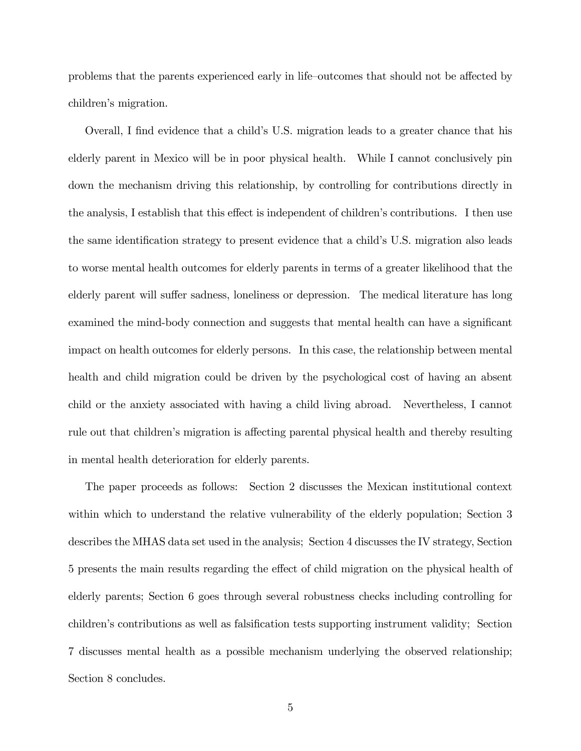problems that the parents experienced early in life–outcomes that should not be affected by children's migration.

Overall, I find evidence that a child's U.S. migration leads to a greater chance that his elderly parent in Mexico will be in poor physical health. While I cannot conclusively pin down the mechanism driving this relationship, by controlling for contributions directly in the analysis, I establish that this effect is independent of children's contributions. I then use the same identification strategy to present evidence that a child's U.S. migration also leads to worse mental health outcomes for elderly parents in terms of a greater likelihood that the elderly parent will suffer sadness, loneliness or depression. The medical literature has long examined the mind-body connection and suggests that mental health can have a significant impact on health outcomes for elderly persons. In this case, the relationship between mental health and child migration could be driven by the psychological cost of having an absent child or the anxiety associated with having a child living abroad. Nevertheless, I cannot rule out that children's migration is affecting parental physical health and thereby resulting in mental health deterioration for elderly parents.

The paper proceeds as follows: Section 2 discusses the Mexican institutional context within which to understand the relative vulnerability of the elderly population; Section 3 describes the MHAS data set used in the analysis; Section 4 discusses the IV strategy, Section 5 presents the main results regarding the effect of child migration on the physical health of elderly parents; Section 6 goes through several robustness checks including controlling for children's contributions as well as falsification tests supporting instrument validity; Section 7 discusses mental health as a possible mechanism underlying the observed relationship; Section 8 concludes.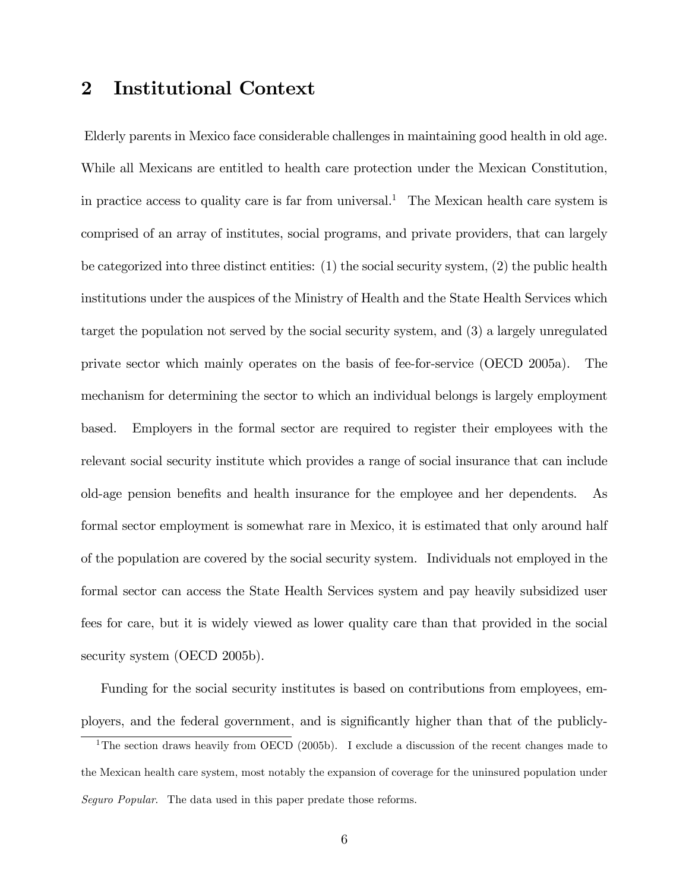## 2 Institutional Context

Elderly parents in Mexico face considerable challenges in maintaining good health in old age. While all Mexicans are entitled to health care protection under the Mexican Constitution, in practice access to quality care is far from universal.[1] The Mexican health care system is comprised of an array of institutes, social programs, and private providers, that can largely be categorized into three distinct entities: (1) the social security system, (2) the public health institutions under the auspices of the Ministry of Health and the State Health Services which target the population not served by the social security system, and (3) a largely unregulated private sector which mainly operates on the basis of fee-for-service (OECD 2005a). The mechanism for determining the sector to which an individual belongs is largely employment based. Employers in the formal sector are required to register their employees with the relevant social security institute which provides a range of social insurance that can include old-age pension benefits and health insurance for the employee and her dependents. As formal sector employment is somewhat rare in Mexico, it is estimated that only around half of the population are covered by the social security system. Individuals not employed in the formal sector can access the State Health Services system and pay heavily subsidized user fees for care, but it is widely viewed as lower quality care than that provided in the social security system (OECD 2005b).

Funding for the social security institutes is based on contributions from employees, employers, and the federal government, and is significantly higher than that of the publicly-

[1] The section draws heavily from OECD (2005b). I exclude a discussion of the recent changes made to the Mexican health care system, most notably the expansion of coverage for the uninsured population under *Seguro Popular*. The data used in this paper predate those reforms.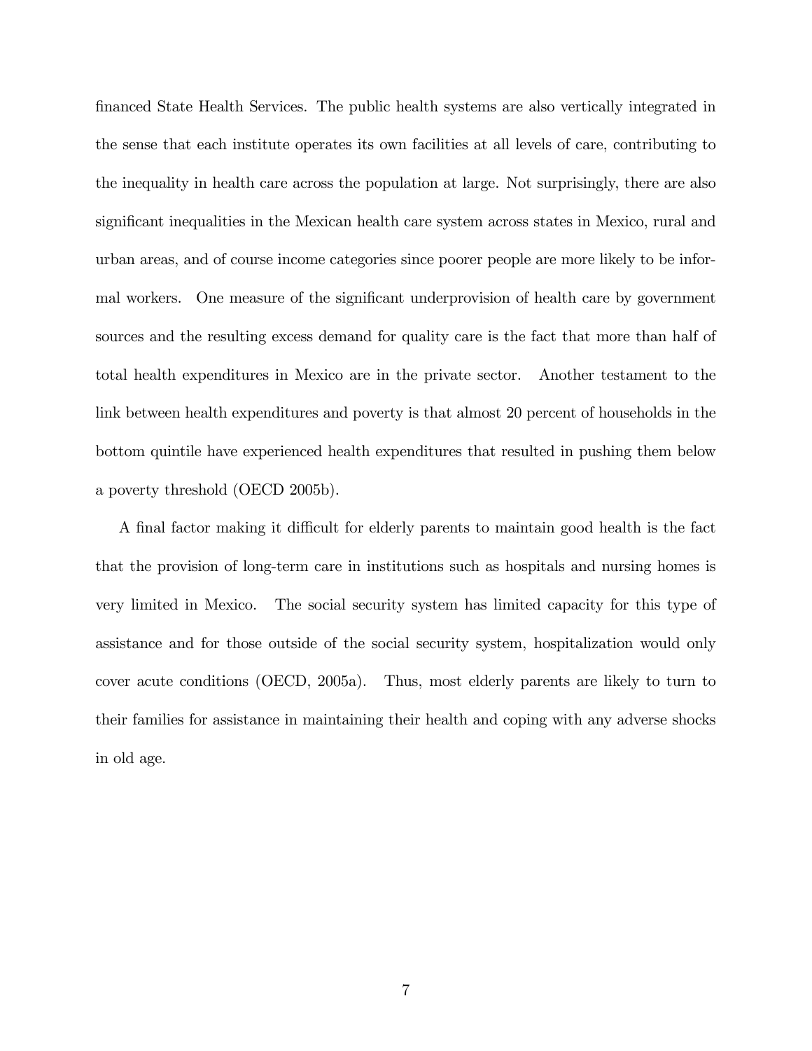financed State Health Services. The public health systems are also vertically integrated in the sense that each institute operates its own facilities at all levels of care, contributing to the inequality in health care across the population at large. Not surprisingly, there are also significant inequalities in the Mexican health care system across states in Mexico, rural and urban areas, and of course income categories since poorer people are more likely to be informal workers. One measure of the significant underprovision of health care by government sources and the resulting excess demand for quality care is the fact that more than half of total health expenditures in Mexico are in the private sector. Another testament to the link between health expenditures and poverty is that almost 20 percent of households in the bottom quintile have experienced health expenditures that resulted in pushing them below a poverty threshold (OECD 2005b).

A final factor making it difficult for elderly parents to maintain good health is the fact that the provision of long-term care in institutions such as hospitals and nursing homes is very limited in Mexico. The social security system has limited capacity for this type of assistance and for those outside of the social security system, hospitalization would only cover acute conditions (OECD, 2005a). Thus, most elderly parents are likely to turn to their families for assistance in maintaining their health and coping with any adverse shocks in old age.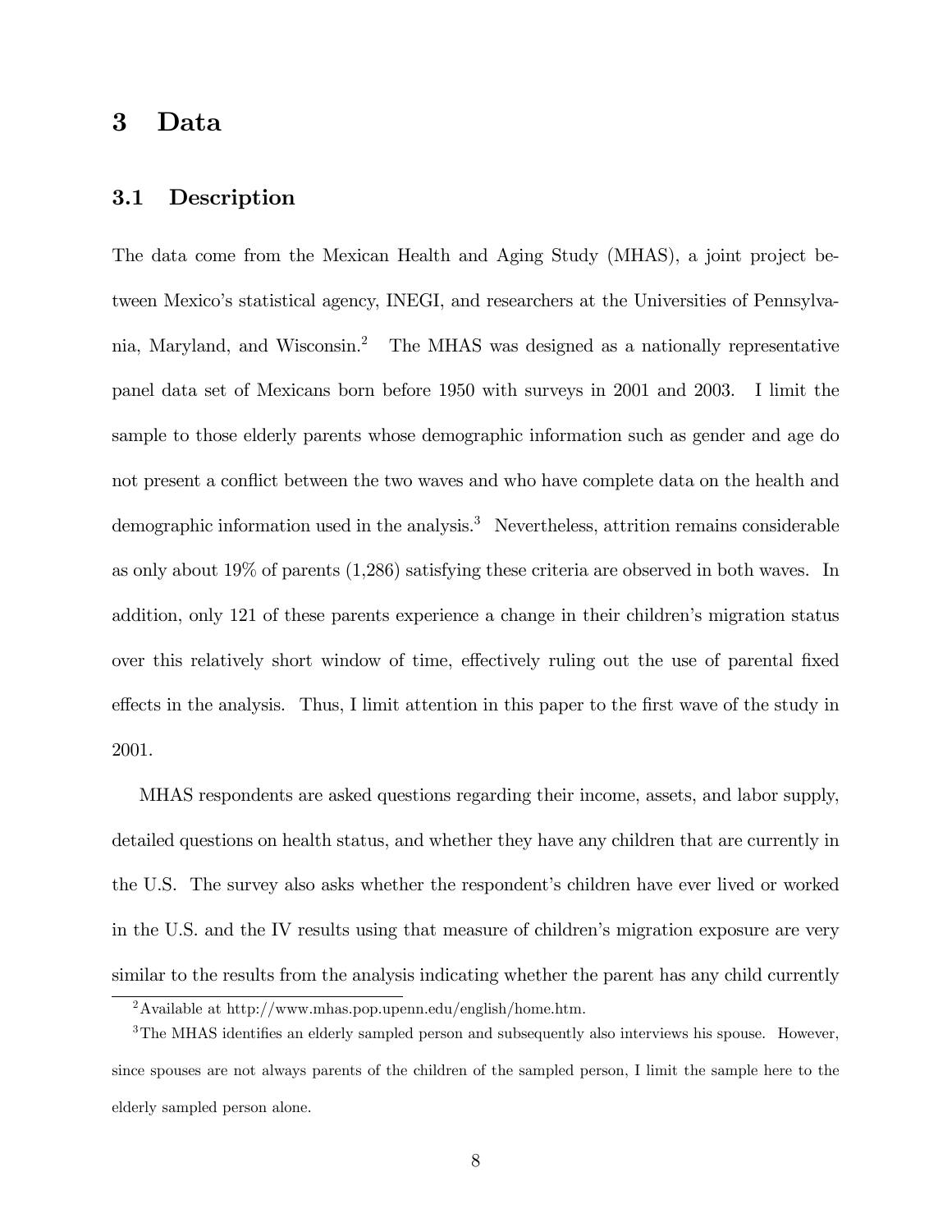# 3 Data

## 3.1 Description

The data come from the Mexican Health and Aging Study (MHAS), a joint project between Mexico's statistical agency, INEGI, and researchers at the Universities of Pennsylvania, Maryland, and Wisconsin.[2] The MHAS was designed as a nationally representative panel data set of Mexicans born before 1950 with surveys in 2001 and 2003. I limit the sample to those elderly parents whose demographic information such as gender and age do not present a conflict between the two waves and who have complete data on the health and demographic information used in the analysis.[3] Nevertheless, attrition remains considerable as only about 19% of parents (1,286) satisfying these criteria are observed in both waves. In addition, only 121 of these parents experience a change in their children's migration status over this relatively short window of time, effectively ruling out the use of parental fixed effects in the analysis. Thus, I limit attention in this paper to the first wave of the study in 2001.

MHAS respondents are asked questions regarding their income, assets, and labor supply, detailed questions on health status, and whether they have any children that are currently in the U.S. The survey also asks whether the respondent's children have ever lived or worked in the U.S. and the IV results using that measure of children's migration exposure are very similar to the results from the analysis indicating whether the parent has any child currently

[2] Available at http://www.mhas.pop.upenn.edu/english/home.htm.

[3] The MHAS identifies an elderly sampled person and subsequently also interviews his spouse. However, since spouses are not always parents of the children of the sampled person, I limit the sample here to the elderly sampled person alone.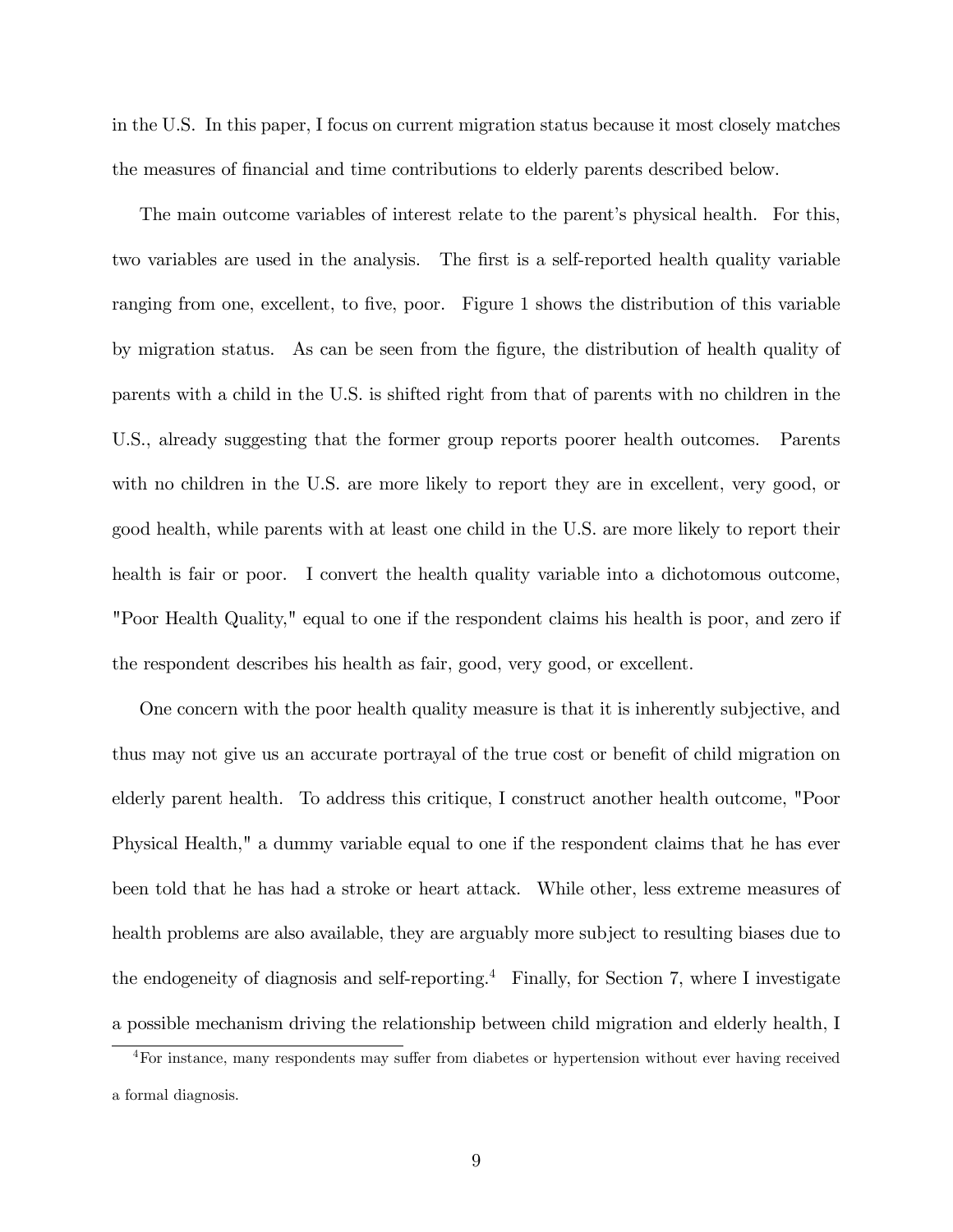in the U.S. In this paper, I focus on current migration status because it most closely matches the measures of financial and time contributions to elderly parents described below.

The main outcome variables of interest relate to the parent's physical health. For this, two variables are used in the analysis. The first is a self-reported health quality variable ranging from one, excellent, to five, poor. Figure 1 shows the distribution of this variable by migration status. As can be seen from the figure, the distribution of health quality of parents with a child in the U.S. is shifted right from that of parents with no children in the U.S., already suggesting that the former group reports poorer health outcomes. Parents with no children in the U.S. are more likely to report they are in excellent, very good, or good health, while parents with at least one child in the U.S. are more likely to report their health is fair or poor. I convert the health quality variable into a dichotomous outcome, "Poor Health Quality," equal to one if the respondent claims his health is poor, and zero if the respondent describes his health as fair, good, very good, or excellent.

One concern with the poor health quality measure is that it is inherently subjective, and thus may not give us an accurate portrayal of the true cost or benefit of child migration on elderly parent health. To address this critique, I construct another health outcome, "Poor Physical Health," a dummy variable equal to one if the respondent claims that he has ever been told that he has had a stroke or heart attack. While other, less extreme measures of health problems are also available, they are arguably more subject to resulting biases due to the endogeneity of diagnosis and self-reporting.[4] Finally, for Section 7, where I investigate a possible mechanism driving the relationship between child migration and elderly health, I

[4]For instance, many respondents may suffer from diabetes or hypertension without ever having received a formal diagnosis.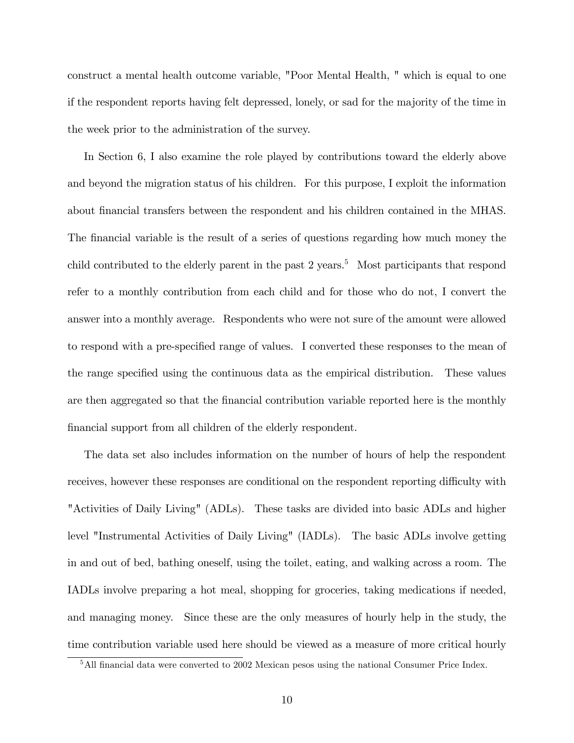construct a mental health outcome variable, "Poor Mental Health, " which is equal to one if the respondent reports having felt depressed, lonely, or sad for the majority of the time in the week prior to the administration of the survey.

In Section 6, I also examine the role played by contributions toward the elderly above and beyond the migration status of his children. For this purpose, I exploit the information about financial transfers between the respondent and his children contained in the MHAS. The financial variable is the result of a series of questions regarding how much money the child contributed to the elderly parent in the past 2 years.[5] Most participants that respond refer to a monthly contribution from each child and for those who do not, I convert the answer into a monthly average. Respondents who were not sure of the amount were allowed to respond with a pre-specified range of values. I converted these responses to the mean of the range specified using the continuous data as the empirical distribution. These values are then aggregated so that the financial contribution variable reported here is the monthly financial support from all children of the elderly respondent.

The data set also includes information on the number of hours of help the respondent receives, however these responses are conditional on the respondent reporting difficulty with "Activities of Daily Living" (ADLs). These tasks are divided into basic ADLs and higher level "Instrumental Activities of Daily Living" (IADLs). The basic ADLs involve getting in and out of bed, bathing oneself, using the toilet, eating, and walking across a room. The IADLs involve preparing a hot meal, shopping for groceries, taking medications if needed, and managing money. Since these are the only measures of hourly help in the study, the time contribution variable used here should be viewed as a measure of more critical hourly

[5] All financial data were converted to 2002 Mexican pesos using the national Consumer Price Index.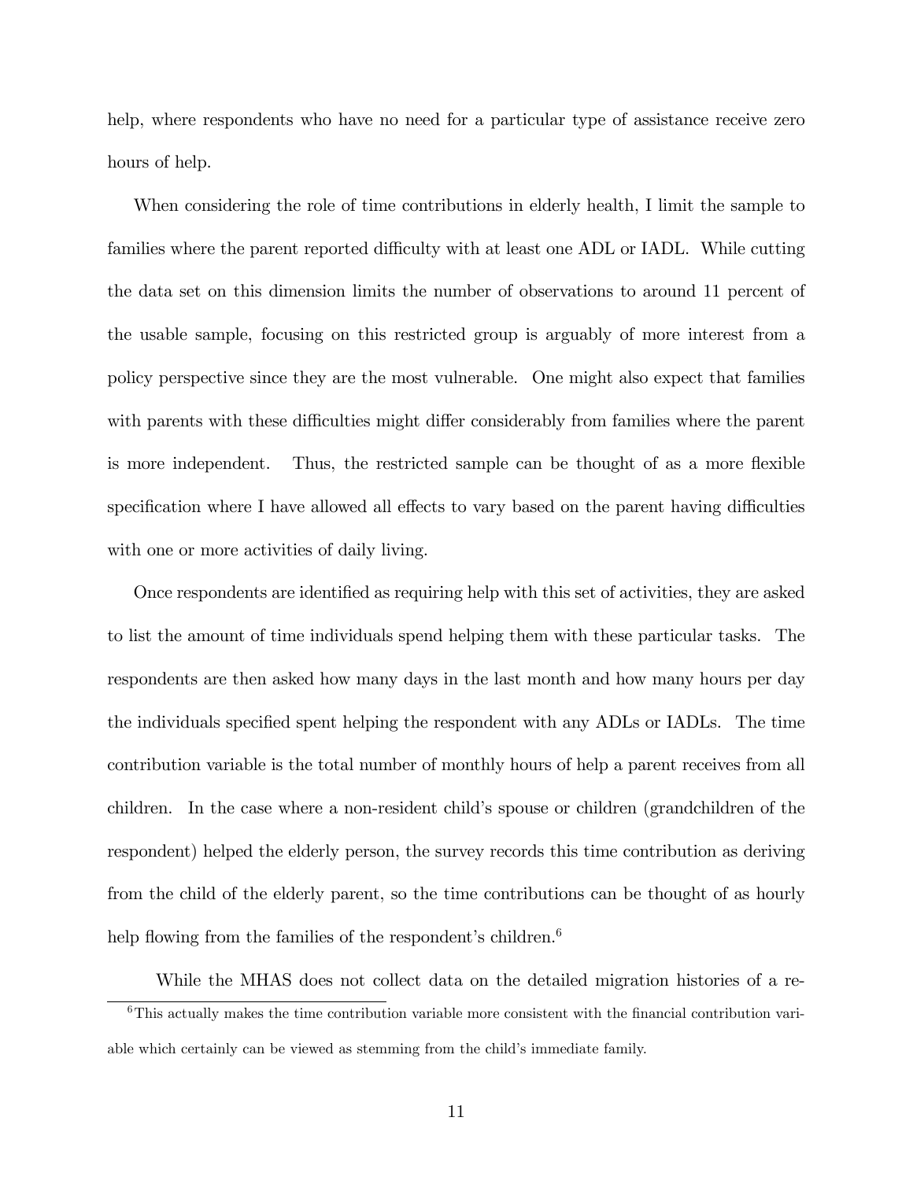help, where respondents who have no need for a particular type of assistance receive zero hours of help.

When considering the role of time contributions in elderly health, I limit the sample to families where the parent reported difficulty with at least one ADL or IADL. While cutting the data set on this dimension limits the number of observations to around 11 percent of the usable sample, focusing on this restricted group is arguably of more interest from a policy perspective since they are the most vulnerable. One might also expect that families with parents with these difficulties might differ considerably from families where the parent is more independent. Thus, the restricted sample can be thought of as a more flexible specification where I have allowed all effects to vary based on the parent having difficulties with one or more activities of daily living.

Once respondents are identified as requiring help with this set of activities, they are asked to list the amount of time individuals spend helping them with these particular tasks. The respondents are then asked how many days in the last month and how many hours per day the individuals specified spent helping the respondent with any ADLs or IADLs. The time contribution variable is the total number of monthly hours of help a parent receives from all children. In the case where a non-resident child's spouse or children (grandchildren of the respondent) helped the elderly person, the survey records this time contribution as deriving from the child of the elderly parent, so the time contributions can be thought of as hourly help flowing from the families of the respondent's children.[6]

While the MHAS does not collect data on the detailed migration histories of a re-

[6] This actually makes the time contribution variable more consistent with the financial contribution variable which certainly can be viewed as stemming from the child's immediate family.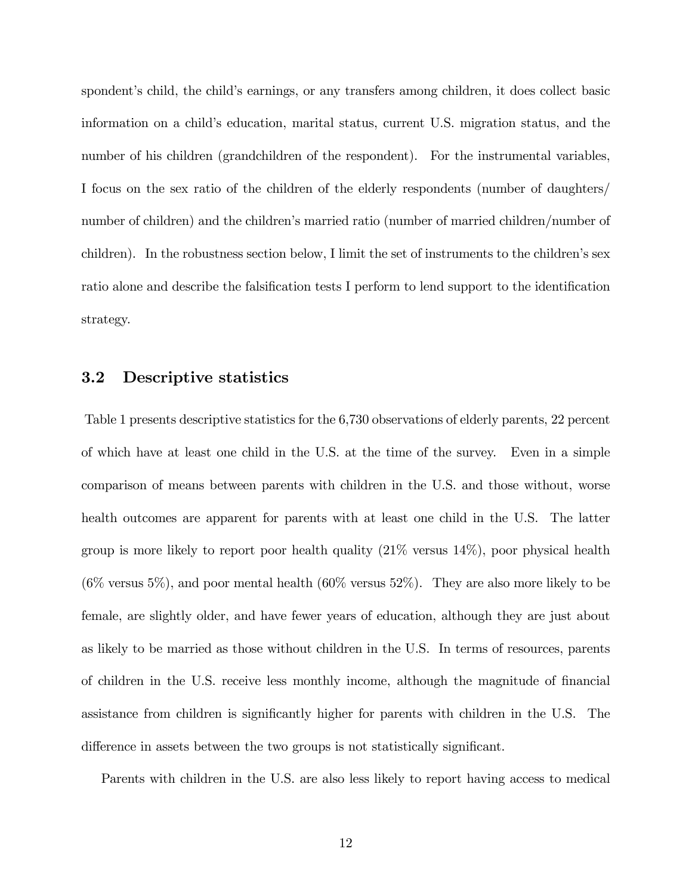spondent's child, the child's earnings, or any transfers among children, it does collect basic information on a child's education, marital status, current U.S. migration status, and the number of his children (grandchildren of the respondent). For the instrumental variables, I focus on the sex ratio of the children of the elderly respondents (number of daughters/ number of children) and the children's married ratio (number of married children/number of children). In the robustness section below, I limit the set of instruments to the children's sex ratio alone and describe the falsification tests I perform to lend support to the identification strategy.

### 3.2 Descriptive statistics

Table 1 presents descriptive statistics for the 6,730 observations of elderly parents, 22 percent of which have at least one child in the U.S. at the time of the survey. Even in a simple comparison of means between parents with children in the U.S. and those without, worse health outcomes are apparent for parents with at least one child in the U.S. The latter group is more likely to report poor health quality (21% versus 14%), poor physical health (6% versus 5%), and poor mental health (60% versus 52%). They are also more likely to be female, are slightly older, and have fewer years of education, although they are just about as likely to be married as those without children in the U.S. In terms of resources, parents of children in the U.S. receive less monthly income, although the magnitude of financial assistance from children is significantly higher for parents with children in the U.S. The difference in assets between the two groups is not statistically significant.

Parents with children in the U.S. are also less likely to report having access to medical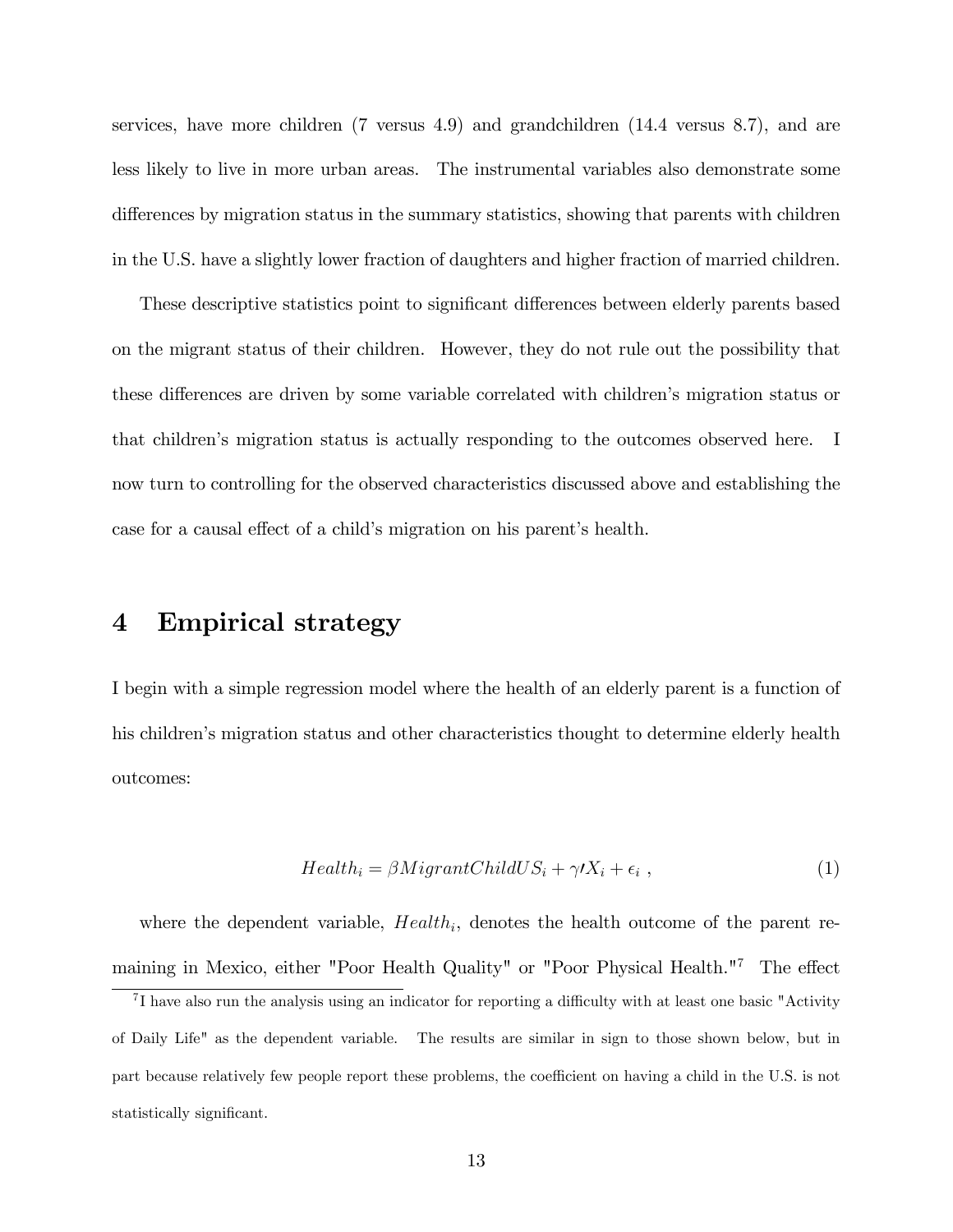services, have more children (7 versus 4.9) and grandchildren (14.4 versus 8.7), and are less likely to live in more urban areas. The instrumental variables also demonstrate some differences by migration status in the summary statistics, showing that parents with children in the U.S. have a slightly lower fraction of daughters and higher fraction of married children.

These descriptive statistics point to significant differences between elderly parents based on the migrant status of their children. However, they do not rule out the possibility that these differences are driven by some variable correlated with children's migration status or that children's migration status is actually responding to the outcomes observed here. I now turn to controlling for the observed characteristics discussed above and establishing the case for a causal effect of a child's migration on his parent's health.

# 4 Empirical strategy

I begin with a simple regression model where the health of an elderly parent is a function of his children's migration status and other characteristics thought to determine elderly health outcomes:

$$Health_i = \beta MigrantChildUS_i + \gamma\prime X_i + \epsilon_i \ , \tag{1}$$

where the dependent variable, $Health_i$, denotes the health outcome of the parent remaining in Mexico, either "Poor Health Quality" or "Poor Physical Health."[7] The effect

[7] I have also run the analysis using an indicator for reporting a difficulty with at least one basic "Activity of Daily Life" as the dependent variable. The results are similar in sign to those shown below, but in part because relatively few people report these problems, the coefficient on having a child in the U.S. is not statistically significant.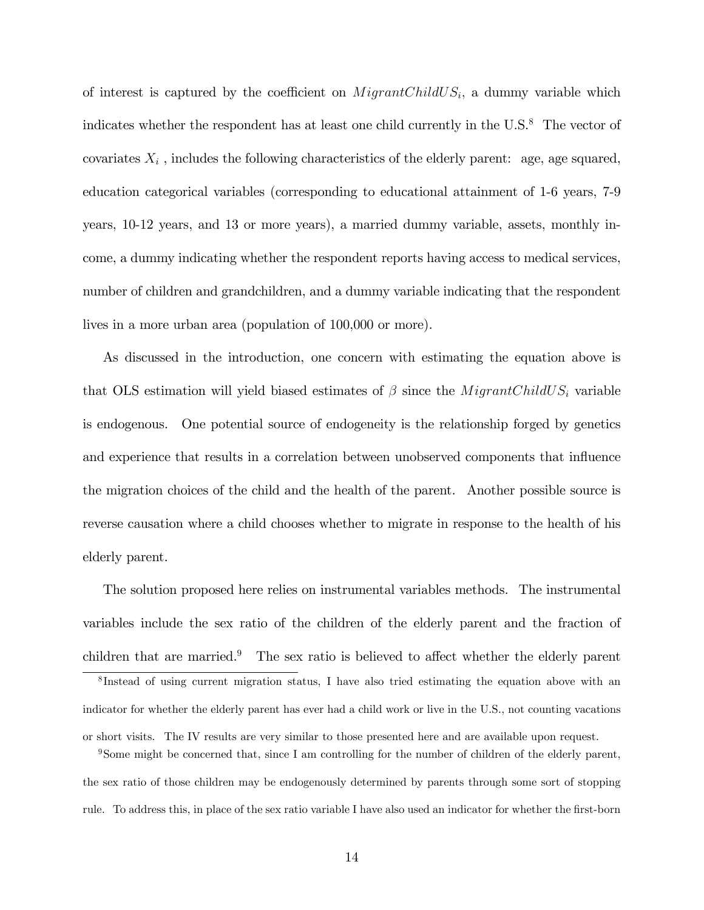of interest is captured by the coefficient on $MigrantChildUS_i$, a dummy variable which indicates whether the respondent has at least one child currently in the U.S.[8] The vector of covariates $X_i$ , includes the following characteristics of the elderly parent: age, age squared, education categorical variables (corresponding to educational attainment of 1-6 years, 7-9 years, 10-12 years, and 13 or more years), a married dummy variable, assets, monthly income, a dummy indicating whether the respondent reports having access to medical services, number of children and grandchildren, and a dummy variable indicating that the respondent lives in a more urban area (population of 100,000 or more).

As discussed in the introduction, one concern with estimating the equation above is that OLS estimation will yield biased estimates of $\beta$ since the $MigrantChildUS_i$ variable is endogenous. One potential source of endogeneity is the relationship forged by genetics and experience that results in a correlation between unobserved components that influence the migration choices of the child and the health of the parent. Another possible source is reverse causation where a child chooses whether to migrate in response to the health of his elderly parent.

The solution proposed here relies on instrumental variables methods. The instrumental variables include the sex ratio of the children of the elderly parent and the fraction of children that are married.[9] The sex ratio is believed to affect whether the elderly parent

[8] Instead of using current migration status, I have also tried estimating the equation above with an indicator for whether the elderly parent has ever had a child work or live in the U.S., not counting vacations or short visits. The IV results are very similar to those presented here and are available upon request.

[9] Some might be concerned that, since I am controlling for the number of children of the elderly parent, the sex ratio of those children may be endogenously determined by parents through some sort of stopping rule. To address this, in place of the sex ratio variable I have also used an indicator for whether the first-born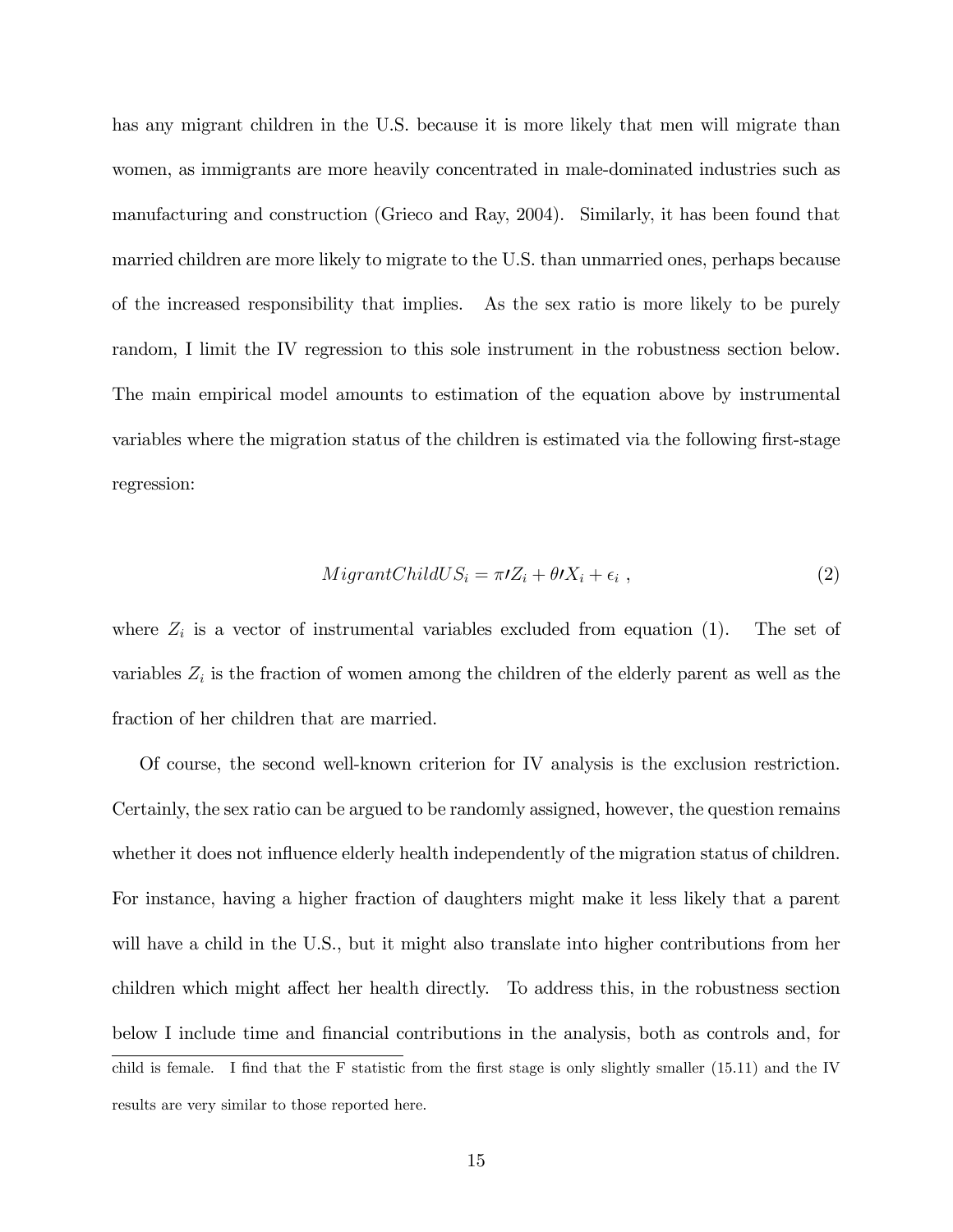has any migrant children in the U.S. because it is more likely that men will migrate than women, as immigrants are more heavily concentrated in male-dominated industries such as manufacturing and construction (Grieco and Ray, 2004). Similarly, it has been found that married children are more likely to migrate to the U.S. than unmarried ones, perhaps because of the increased responsibility that implies. As the sex ratio is more likely to be purely random, I limit the IV regression to this sole instrument in the robustness section below. The main empirical model amounts to estimation of the equation above by instrumental variables where the migration status of the children is estimated via the following first-stage regression:

$$MigrantChildUS_i = \pi\prime Z_i + \theta\prime X_i + \epsilon_i \ , \tag{2}$$

where $Z_i$ is a vector of instrumental variables excluded from equation (1). The set of variables $Z_i$ is the fraction of women among the children of the elderly parent as well as the fraction of her children that are married.

Of course, the second well-known criterion for IV analysis is the exclusion restriction. Certainly, the sex ratio can be argued to be randomly assigned, however, the question remains whether it does not influence elderly health independently of the migration status of children. For instance, having a higher fraction of daughters might make it less likely that a parent will have a child in the U.S., but it might also translate into higher contributions from her children which might affect her health directly. To address this, in the robustness section below I include time and financial contributions in the analysis, both as controls and, for

child is female. I find that the F statistic from the first stage is only slightly smaller (15.11) and the IV results are very similar to those reported here.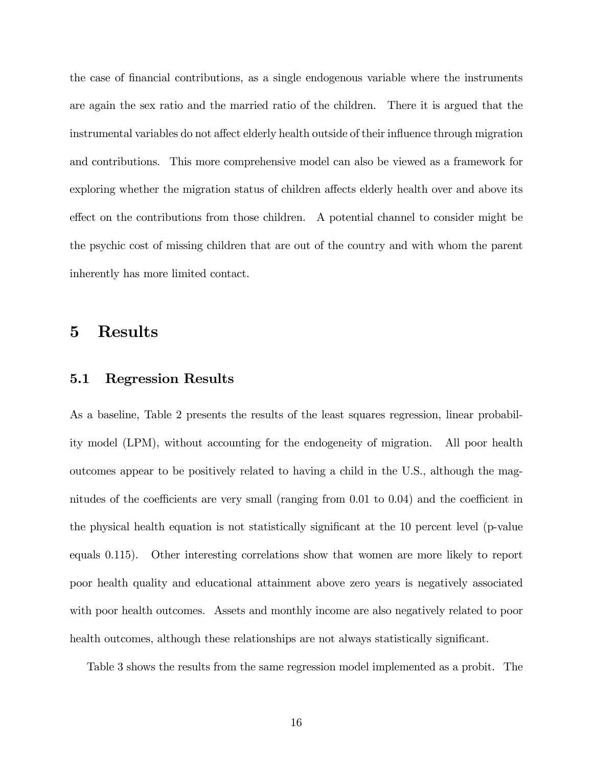the case of financial contributions, as a single endogenous variable where the instruments are again the sex ratio and the married ratio of the children. There it is argued that the instrumental variables do not affect elderly health outside of their influence through migration and contributions. This more comprehensive model can also be viewed as a framework for exploring whether the migration status of children affects elderly health over and above its effect on the contributions from those children. A potential channel to consider might be the psychic cost of missing children that are out of the country and with whom the parent inherently has more limited contact.

# 5 Results

## 5.1 Regression Results

As a baseline, Table 2 presents the results of the least squares regression, linear probability model (LPM), without accounting for the endogeneity of migration. All poor health outcomes appear to be positively related to having a child in the U.S., although the magnitudes of the coefficients are very small (ranging from 0.01 to 0.04) and the coefficient in the physical health equation is not statistically significant at the 10 percent level (p-value equals 0.115). Other interesting correlations show that women are more likely to report poor health quality and educational attainment above zero years is negatively associated with poor health outcomes. Assets and monthly income are also negatively related to poor health outcomes, although these relationships are not always statistically significant.

Table 3 shows the results from the same regression model implemented as a probit. The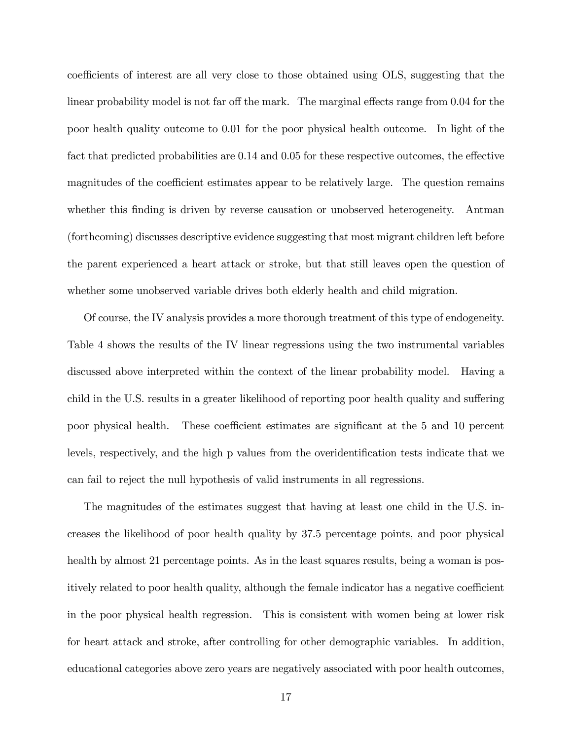coefficients of interest are all very close to those obtained using OLS, suggesting that the linear probability model is not far off the mark. The marginal effects range from 0.04 for the poor health quality outcome to 0.01 for the poor physical health outcome. In light of the fact that predicted probabilities are 0.14 and 0.05 for these respective outcomes, the effective magnitudes of the coefficient estimates appear to be relatively large. The question remains whether this finding is driven by reverse causation or unobserved heterogeneity. Antman (forthcoming) discusses descriptive evidence suggesting that most migrant children left before the parent experienced a heart attack or stroke, but that still leaves open the question of whether some unobserved variable drives both elderly health and child migration.

Of course, the IV analysis provides a more thorough treatment of this type of endogeneity. Table 4 shows the results of the IV linear regressions using the two instrumental variables discussed above interpreted within the context of the linear probability model. Having a child in the U.S. results in a greater likelihood of reporting poor health quality and suffering poor physical health. These coefficient estimates are significant at the 5 and 10 percent levels, respectively, and the high p values from the overidentification tests indicate that we can fail to reject the null hypothesis of valid instruments in all regressions.

The magnitudes of the estimates suggest that having at least one child in the U.S. increases the likelihood of poor health quality by 37.5 percentage points, and poor physical health by almost 21 percentage points. As in the least squares results, being a woman is positively related to poor health quality, although the female indicator has a negative coefficient in the poor physical health regression. This is consistent with women being at lower risk for heart attack and stroke, after controlling for other demographic variables. In addition, educational categories above zero years are negatively associated with poor health outcomes,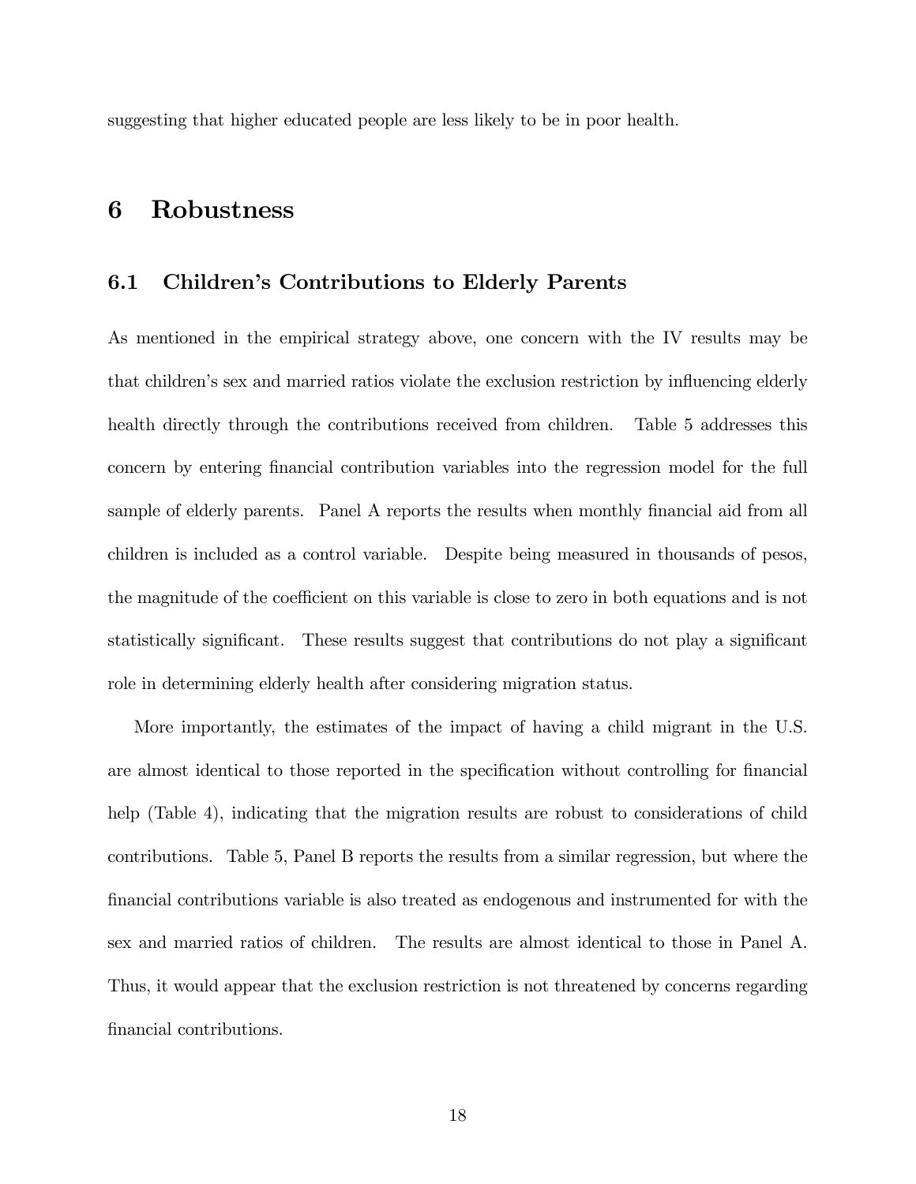suggesting that higher educated people are less likely to be in poor health.

# 6 Robustness

## 6.1 Children's Contributions to Elderly Parents

As mentioned in the empirical strategy above, one concern with the IV results may be that children's sex and married ratios violate the exclusion restriction by influencing elderly health directly through the contributions received from children. Table 5 addresses this concern by entering financial contribution variables into the regression model for the full sample of elderly parents. Panel A reports the results when monthly financial aid from all children is included as a control variable. Despite being measured in thousands of pesos, the magnitude of the coefficient on this variable is close to zero in both equations and is not statistically significant. These results suggest that contributions do not play a significant role in determining elderly health after considering migration status.

More importantly, the estimates of the impact of having a child migrant in the U.S. are almost identical to those reported in the specification without controlling for financial help (Table 4), indicating that the migration results are robust to considerations of child contributions. Table 5, Panel B reports the results from a similar regression, but where the financial contributions variable is also treated as endogenous and instrumented for with the sex and married ratios of children. The results are almost identical to those in Panel A. Thus, it would appear that the exclusion restriction is not threatened by concerns regarding financial contributions.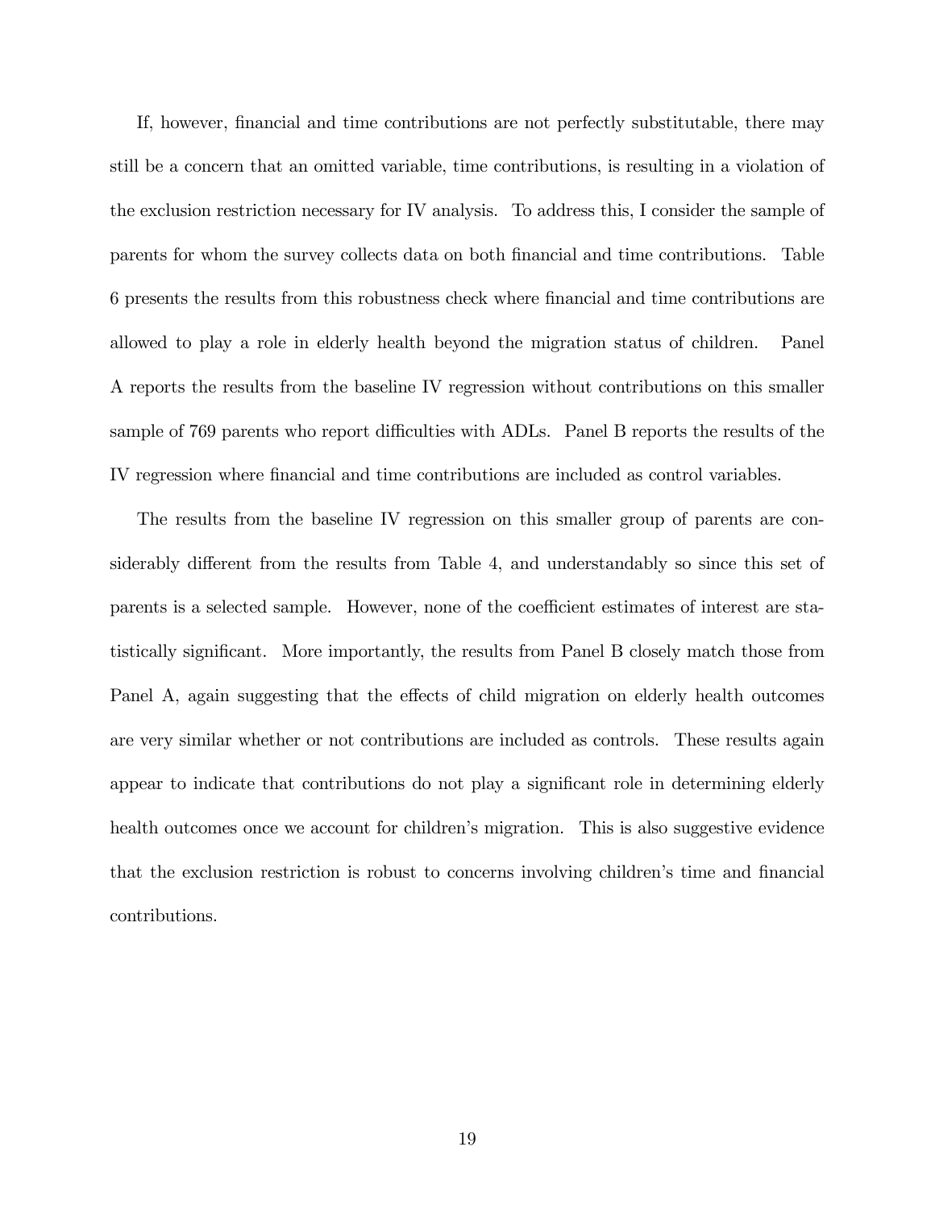If, however, financial and time contributions are not perfectly substitutable, there may still be a concern that an omitted variable, time contributions, is resulting in a violation of the exclusion restriction necessary for IV analysis. To address this, I consider the sample of parents for whom the survey collects data on both financial and time contributions. Table 6 presents the results from this robustness check where financial and time contributions are allowed to play a role in elderly health beyond the migration status of children. Panel A reports the results from the baseline IV regression without contributions on this smaller sample of 769 parents who report difficulties with ADLs. Panel B reports the results of the IV regression where financial and time contributions are included as control variables.

The results from the baseline IV regression on this smaller group of parents are considerably different from the results from Table 4, and understandably so since this set of parents is a selected sample. However, none of the coefficient estimates of interest are statistically significant. More importantly, the results from Panel B closely match those from Panel A, again suggesting that the effects of child migration on elderly health outcomes are very similar whether or not contributions are included as controls. These results again appear to indicate that contributions do not play a significant role in determining elderly health outcomes once we account for children's migration. This is also suggestive evidence that the exclusion restriction is robust to concerns involving children's time and financial contributions.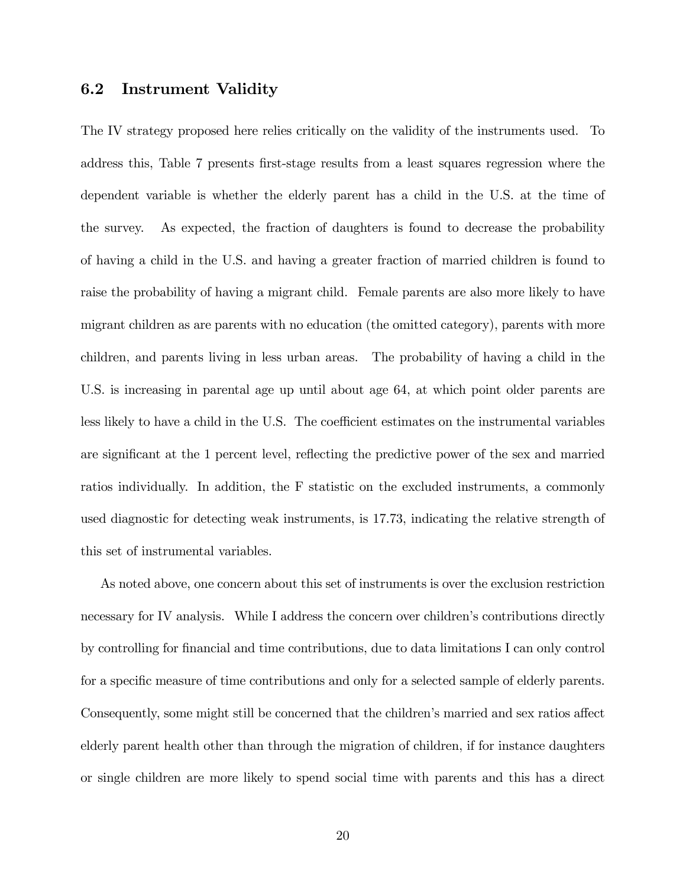### 6.2 Instrument Validity

The IV strategy proposed here relies critically on the validity of the instruments used. To address this, Table 7 presents first-stage results from a least squares regression where the dependent variable is whether the elderly parent has a child in the U.S. at the time of the survey. As expected, the fraction of daughters is found to decrease the probability of having a child in the U.S. and having a greater fraction of married children is found to raise the probability of having a migrant child. Female parents are also more likely to have migrant children as are parents with no education (the omitted category), parents with more children, and parents living in less urban areas. The probability of having a child in the U.S. is increasing in parental age up until about age 64, at which point older parents are less likely to have a child in the U.S. The coefficient estimates on the instrumental variables are significant at the 1 percent level, reflecting the predictive power of the sex and married ratios individually. In addition, the F statistic on the excluded instruments, a commonly used diagnostic for detecting weak instruments, is 17.73, indicating the relative strength of this set of instrumental variables.

As noted above, one concern about this set of instruments is over the exclusion restriction necessary for IV analysis. While I address the concern over children's contributions directly by controlling for financial and time contributions, due to data limitations I can only control for a specific measure of time contributions and only for a selected sample of elderly parents. Consequently, some might still be concerned that the children's married and sex ratios affect elderly parent health other than through the migration of children, if for instance daughters or single children are more likely to spend social time with parents and this has a direct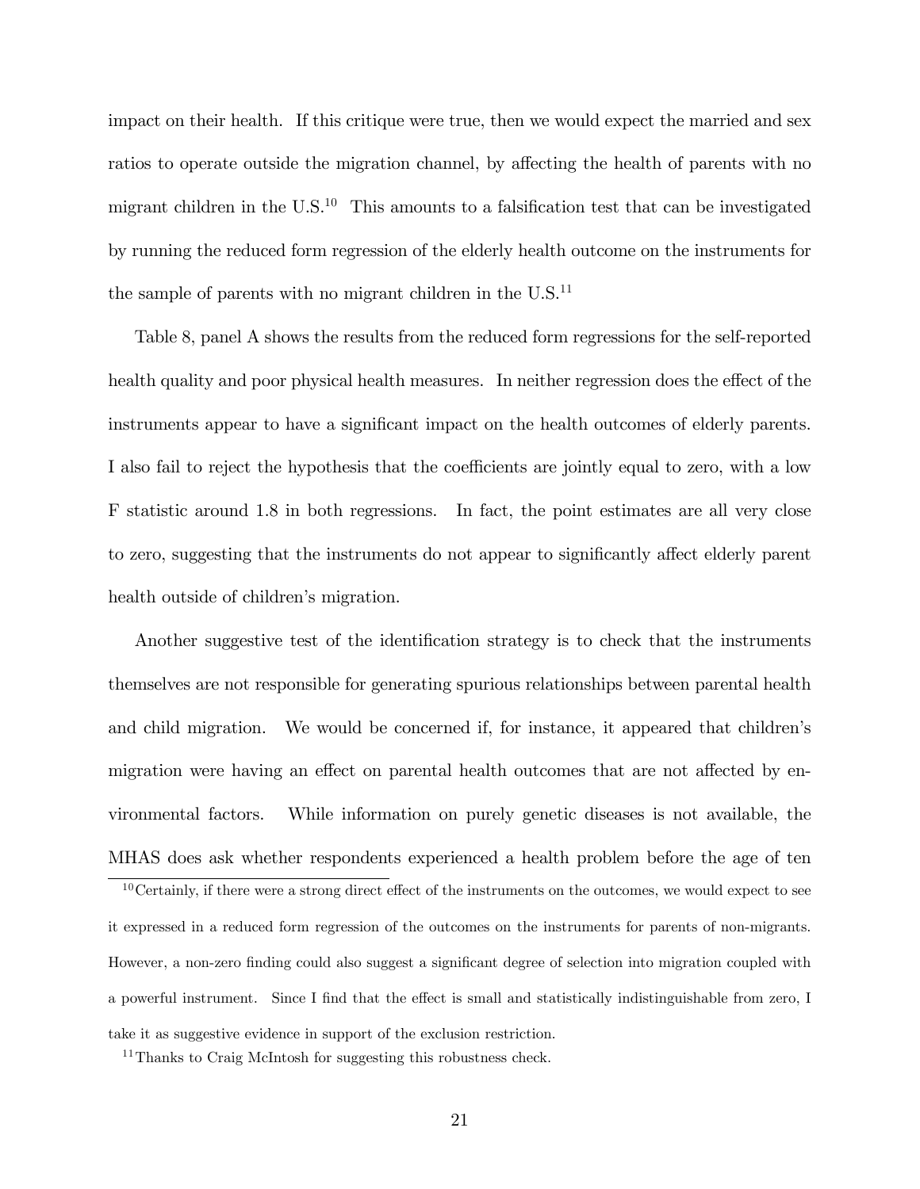impact on their health. If this critique were true, then we would expect the married and sex ratios to operate outside the migration channel, by affecting the health of parents with no migrant children in the U.S.[10] This amounts to a falsification test that can be investigated by running the reduced form regression of the elderly health outcome on the instruments for the sample of parents with no migrant children in the U.S.[11]

Table 8, panel A shows the results from the reduced form regressions for the self-reported health quality and poor physical health measures. In neither regression does the effect of the instruments appear to have a significant impact on the health outcomes of elderly parents. I also fail to reject the hypothesis that the coefficients are jointly equal to zero, with a low F statistic around 1.8 in both regressions. In fact, the point estimates are all very close to zero, suggesting that the instruments do not appear to significantly affect elderly parent health outside of children's migration.

Another suggestive test of the identification strategy is to check that the instruments themselves are not responsible for generating spurious relationships between parental health and child migration. We would be concerned if, for instance, it appeared that children's migration were having an effect on parental health outcomes that are not affected by environmental factors. While information on purely genetic diseases is not available, the MHAS does ask whether respondents experienced a health problem before the age of ten

[10] Certainly, if there were a strong direct effect of the instruments on the outcomes, we would expect to see it expressed in a reduced form regression of the outcomes on the instruments for parents of non-migrants. However, a non-zero finding could also suggest a significant degree of selection into migration coupled with a powerful instrument. Since I find that the effect is small and statistically indistinguishable from zero, I take it as suggestive evidence in support of the exclusion restriction.

[11] Thanks to Craig McIntosh for suggesting this robustness check.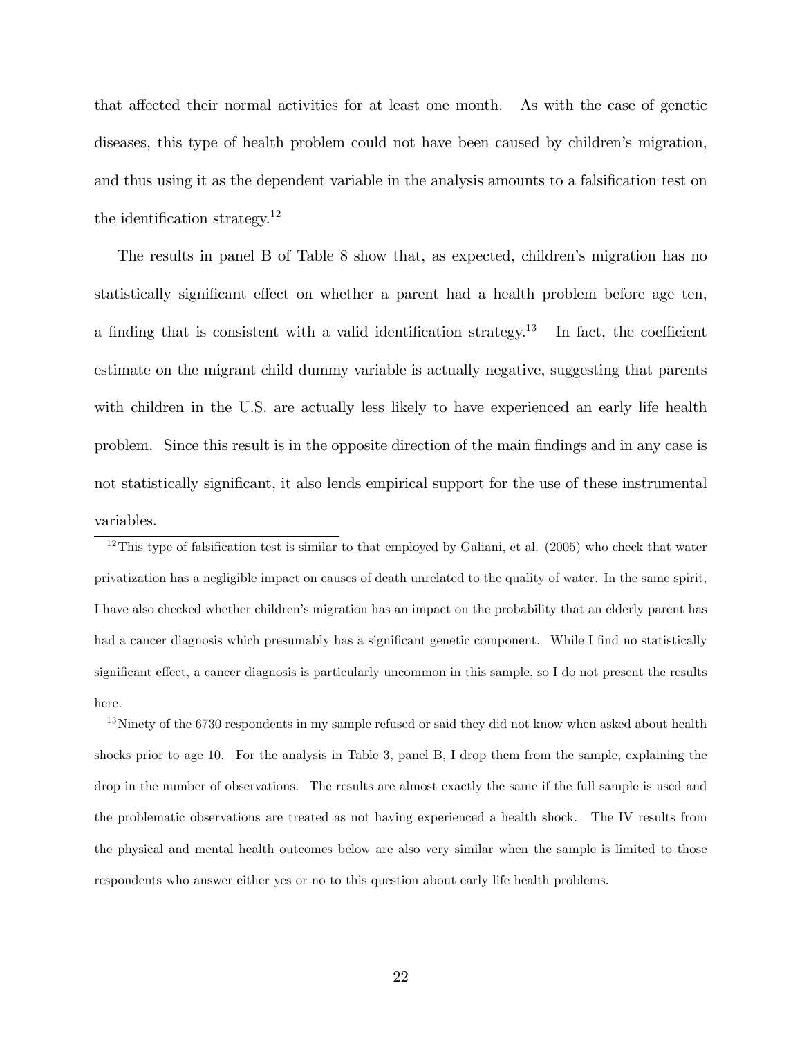that affected their normal activities for at least one month. As with the case of genetic diseases, this type of health problem could not have been caused by children's migration, and thus using it as the dependent variable in the analysis amounts to a falsification test on the identification strategy.[12]

The results in panel B of Table 8 show that, as expected, children's migration has no statistically significant effect on whether a parent had a health problem before age ten, a finding that is consistent with a valid identification strategy.[13] In fact, the coefficient estimate on the migrant child dummy variable is actually negative, suggesting that parents with children in the U.S. are actually less likely to have experienced an early life health problem. Since this result is in the opposite direction of the main findings and in any case is not statistically significant, it also lends empirical support for the use of these instrumental variables.

---

[12] This type of falsification test is similar to that employed by Galiani, et al. (2005) who check that water privatization has a negligible impact on causes of death unrelated to the quality of water. In the same spirit, I have also checked whether children's migration has an impact on the probability that an elderly parent has had a cancer diagnosis which presumably has a significant genetic component. While I find no statistically significant effect, a cancer diagnosis is particularly uncommon in this sample, so I do not present the results here.

[13] Ninety of the 6730 respondents in my sample refused or said they did not know when asked about health shocks prior to age 10. For the analysis in Table 3, panel B, I drop them from the sample, explaining the drop in the number of observations. The results are almost exactly the same if the full sample is used and the problematic observations are treated as not having experienced a health shock. The IV results from the physical and mental health outcomes below are also very similar when the sample is limited to those respondents who answer either yes or no to this question about early life health problems.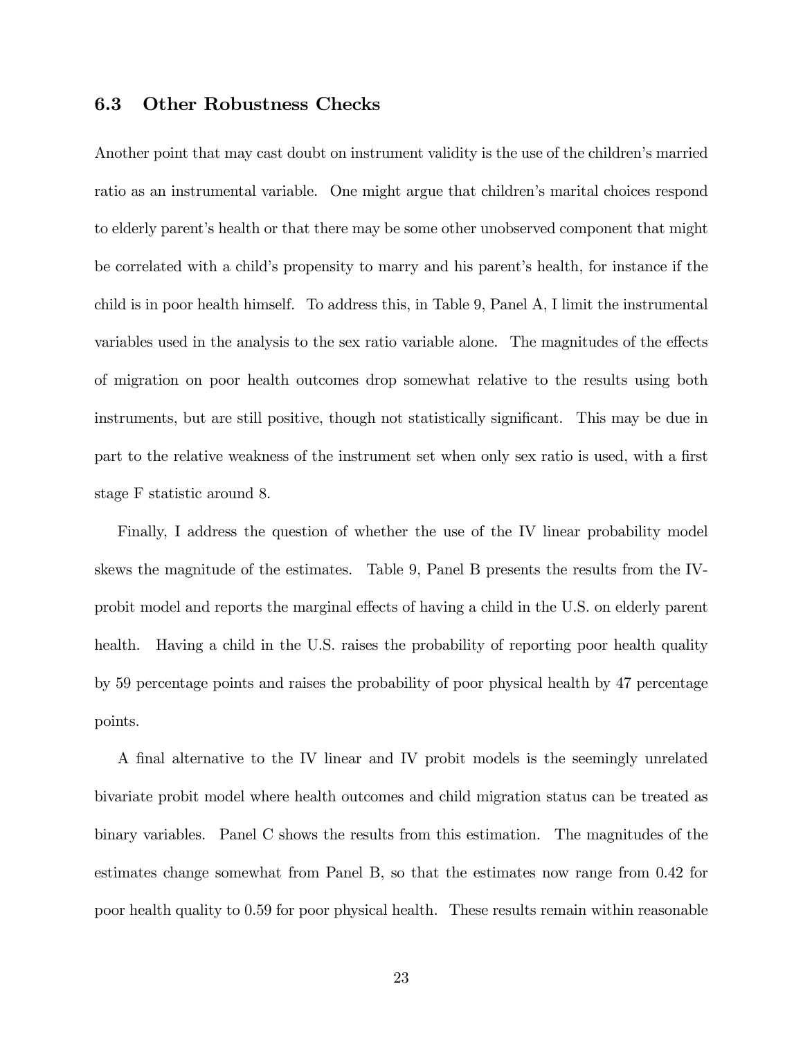### 6.3 Other Robustness Checks

Another point that may cast doubt on instrument validity is the use of the children's married ratio as an instrumental variable. One might argue that children's marital choices respond to elderly parent's health or that there may be some other unobserved component that might be correlated with a child's propensity to marry and his parent's health, for instance if the child is in poor health himself. To address this, in Table 9, Panel A, I limit the instrumental variables used in the analysis to the sex ratio variable alone. The magnitudes of the effects of migration on poor health outcomes drop somewhat relative to the results using both instruments, but are still positive, though not statistically significant. This may be due in part to the relative weakness of the instrument set when only sex ratio is used, with a first stage F statistic around 8.

Finally, I address the question of whether the use of the IV linear probability model skews the magnitude of the estimates. Table 9, Panel B presents the results from the IV-probit model and reports the marginal effects of having a child in the U.S. on elderly parent health. Having a child in the U.S. raises the probability of reporting poor health quality by 59 percentage points and raises the probability of poor physical health by 47 percentage points.

A final alternative to the IV linear and IV probit models is the seemingly unrelated bivariate probit model where health outcomes and child migration status can be treated as binary variables. Panel C shows the results from this estimation. The magnitudes of the estimates change somewhat from Panel B, so that the estimates now range from 0.42 for poor health quality to 0.59 for poor physical health. These results remain within reasonable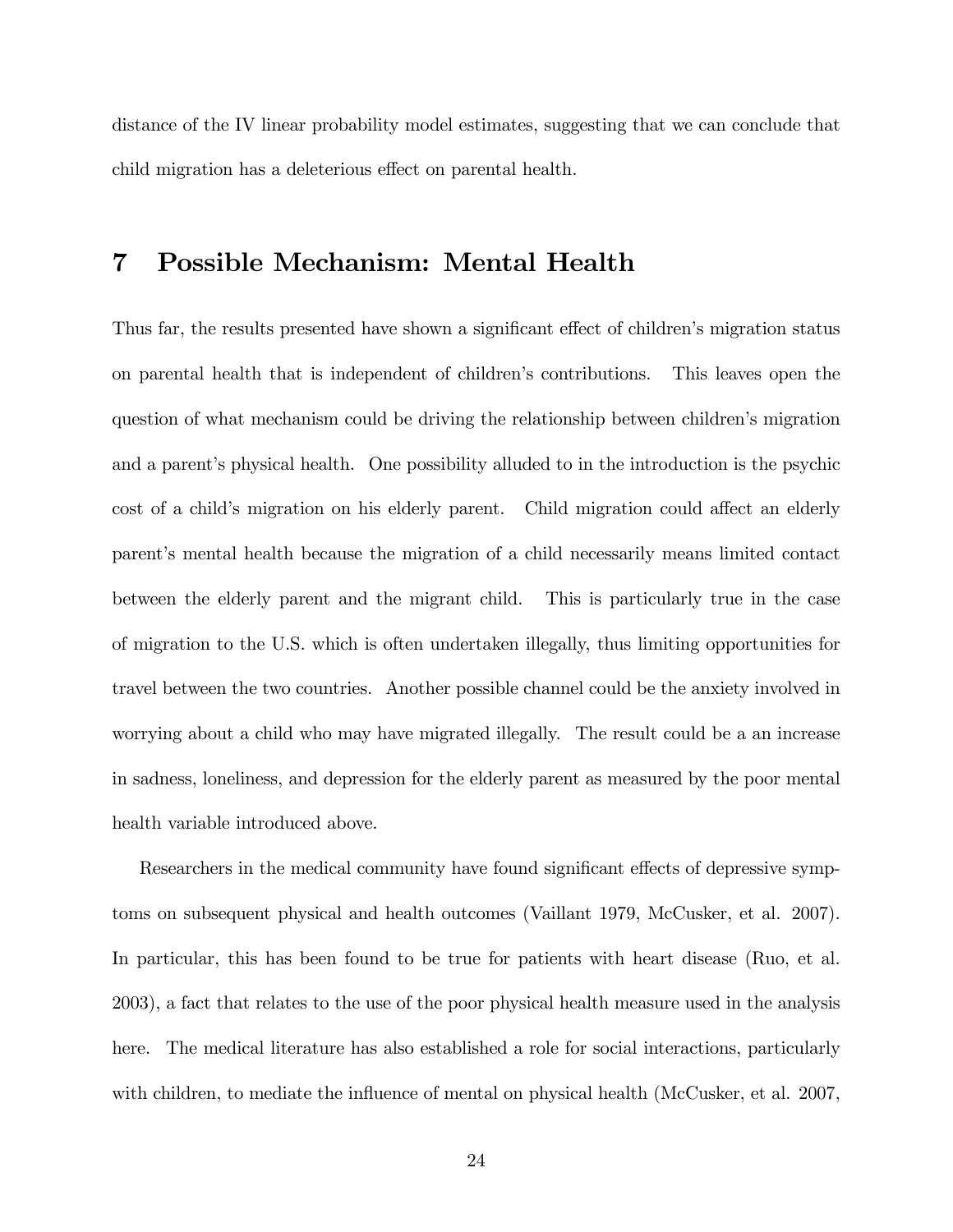distance of the IV linear probability model estimates, suggesting that we can conclude that child migration has a deleterious effect on parental health.

# 7 Possible Mechanism: Mental Health

Thus far, the results presented have shown a significant effect of children's migration status on parental health that is independent of children's contributions. This leaves open the question of what mechanism could be driving the relationship between children's migration and a parent's physical health. One possibility alluded to in the introduction is the psychic cost of a child's migration on his elderly parent. Child migration could affect an elderly parent's mental health because the migration of a child necessarily means limited contact between the elderly parent and the migrant child. This is particularly true in the case of migration to the U.S. which is often undertaken illegally, thus limiting opportunities for travel between the two countries. Another possible channel could be the anxiety involved in worrying about a child who may have migrated illegally. The result could be a an increase in sadness, loneliness, and depression for the elderly parent as measured by the poor mental health variable introduced above.

Researchers in the medical community have found significant effects of depressive symptoms on subsequent physical and health outcomes (Vaillant 1979, McCusker, et al. 2007). In particular, this has been found to be true for patients with heart disease (Ruo, et al. 2003), a fact that relates to the use of the poor physical health measure used in the analysis here. The medical literature has also established a role for social interactions, particularly with children, to mediate the influence of mental on physical health (McCusker, et al. 2007,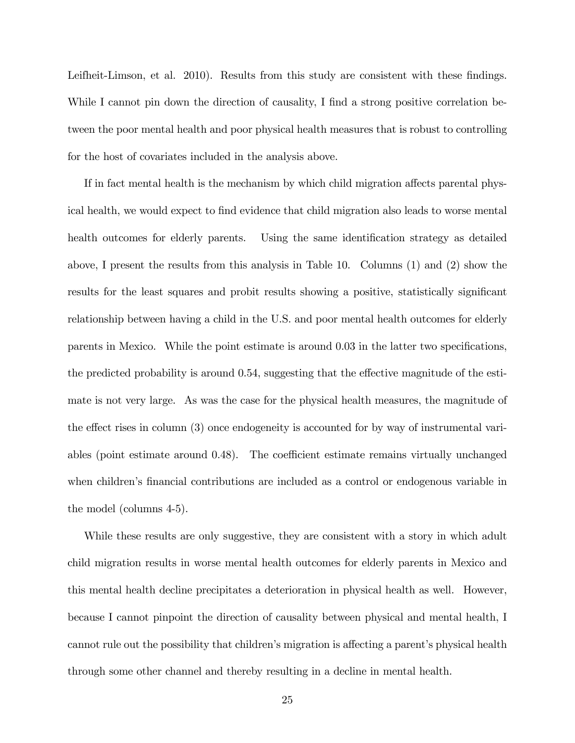Leifheit-Limson, et al. 2010). Results from this study are consistent with these findings. While I cannot pin down the direction of causality, I find a strong positive correlation between the poor mental health and poor physical health measures that is robust to controlling for the host of covariates included in the analysis above.

If in fact mental health is the mechanism by which child migration affects parental physical health, we would expect to find evidence that child migration also leads to worse mental health outcomes for elderly parents. Using the same identification strategy as detailed above, I present the results from this analysis in Table 10. Columns (1) and (2) show the results for the least squares and probit results showing a positive, statistically significant relationship between having a child in the U.S. and poor mental health outcomes for elderly parents in Mexico. While the point estimate is around 0.03 in the latter two specifications, the predicted probability is around 0.54, suggesting that the effective magnitude of the estimate is not very large. As was the case for the physical health measures, the magnitude of the effect rises in column (3) once endogeneity is accounted for by way of instrumental variables (point estimate around 0.48). The coefficient estimate remains virtually unchanged when children's financial contributions are included as a control or endogenous variable in the model (columns 4-5).

While these results are only suggestive, they are consistent with a story in which adult child migration results in worse mental health outcomes for elderly parents in Mexico and this mental health decline precipitates a deterioration in physical health as well. However, because I cannot pinpoint the direction of causality between physical and mental health, I cannot rule out the possibility that children's migration is affecting a parent's physical health through some other channel and thereby resulting in a decline in mental health.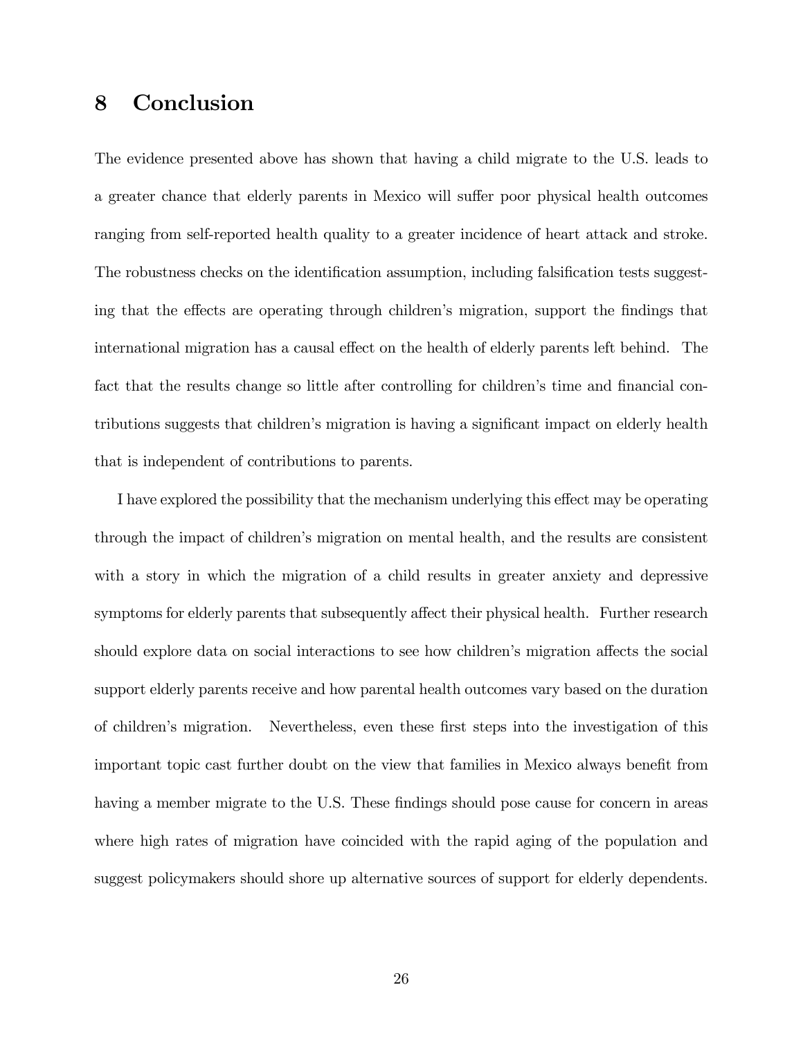## 8 Conclusion

The evidence presented above has shown that having a child migrate to the U.S. leads to a greater chance that elderly parents in Mexico will suffer poor physical health outcomes ranging from self-reported health quality to a greater incidence of heart attack and stroke. The robustness checks on the identification assumption, including falsification tests suggesting that the effects are operating through children's migration, support the findings that international migration has a causal effect on the health of elderly parents left behind. The fact that the results change so little after controlling for children's time and financial contributions suggests that children's migration is having a significant impact on elderly health that is independent of contributions to parents.

I have explored the possibility that the mechanism underlying this effect may be operating through the impact of children's migration on mental health, and the results are consistent with a story in which the migration of a child results in greater anxiety and depressive symptoms for elderly parents that subsequently affect their physical health. Further research should explore data on social interactions to see how children's migration affects the social support elderly parents receive and how parental health outcomes vary based on the duration of children's migration. Nevertheless, even these first steps into the investigation of this important topic cast further doubt on the view that families in Mexico always benefit from having a member migrate to the U.S. These findings should pose cause for concern in areas where high rates of migration have coincided with the rapid aging of the population and suggest policymakers should shore up alternative sources of support for elderly dependents.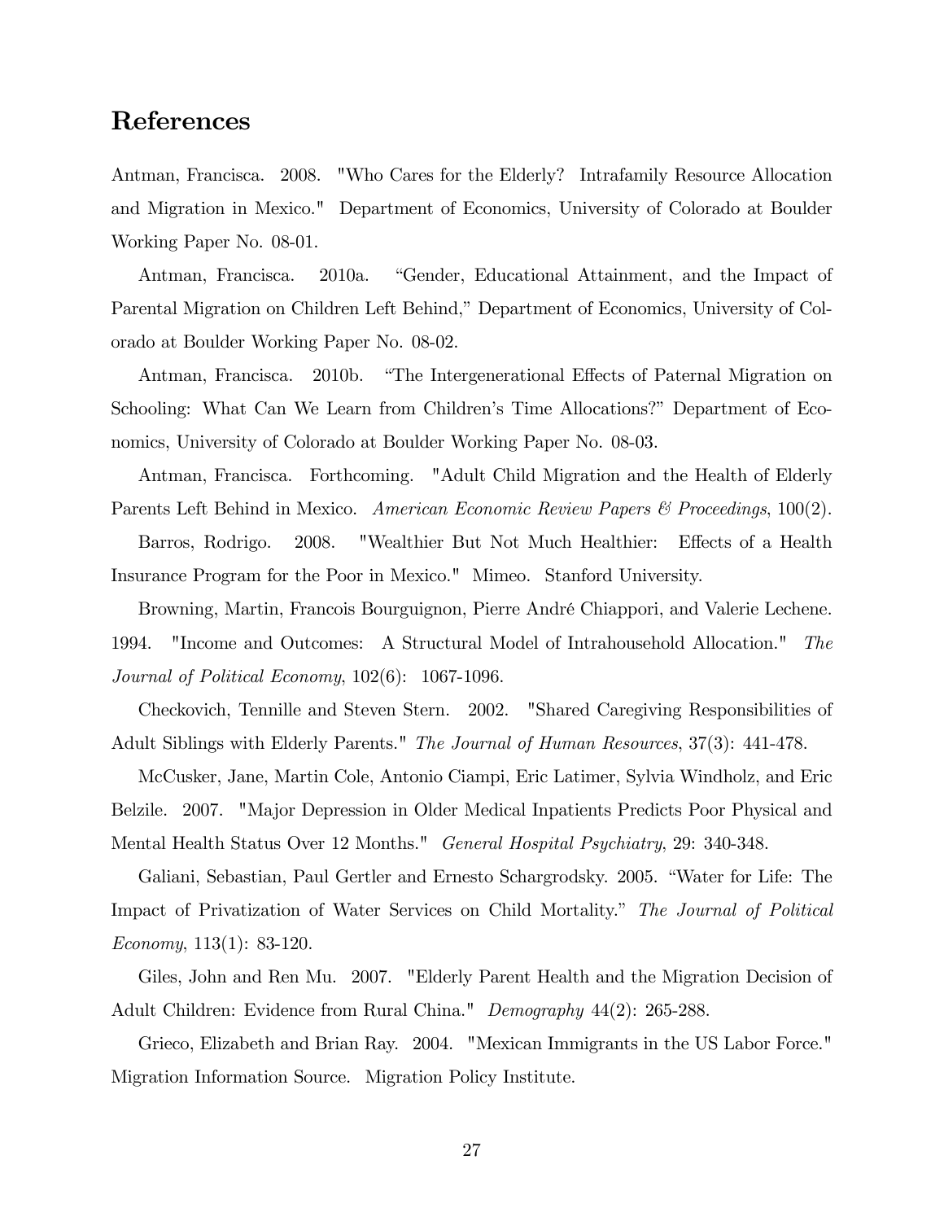## References

Antman, Francisca. 2008. "Who Cares for the Elderly? Intrafamily Resource Allocation and Migration in Mexico." Department of Economics, University of Colorado at Boulder Working Paper No. 08-01.

Antman, Francisca. 2010a. "Gender, Educational Attainment, and the Impact of Parental Migration on Children Left Behind," Department of Economics, University of Colorado at Boulder Working Paper No. 08-02.

Antman, Francisca. 2010b. "The Intergenerational Effects of Paternal Migration on Schooling: What Can We Learn from Children's Time Allocations?" Department of Economics, University of Colorado at Boulder Working Paper No. 08-03.

Antman, Francisca. Forthcoming. "Adult Child Migration and the Health of Elderly Parents Left Behind in Mexico. *American Economic Review Papers & Proceedings*, 100(2).

Barros, Rodrigo. 2008. "Wealthier But Not Much Healthier: Effects of a Health Insurance Program for the Poor in Mexico." Mimeo. Stanford University.

Browning, Martin, Francois Bourguignon, Pierre André Chiappori, and Valerie Lechene. 1994. "Income and Outcomes: A Structural Model of Intrahousehold Allocation." *The Journal of Political Economy*, 102(6): 1067-1096.

Checkovich, Tennille and Steven Stern. 2002. "Shared Caregiving Responsibilities of Adult Siblings with Elderly Parents." *The Journal of Human Resources*, 37(3): 441-478.

McCusker, Jane, Martin Cole, Antonio Ciampi, Eric Latimer, Sylvia Windholz, and Eric Belzile. 2007. "Major Depression in Older Medical Inpatients Predicts Poor Physical and Mental Health Status Over 12 Months." *General Hospital Psychiatry*, 29: 340-348.

Galiani, Sebastian, Paul Gertler and Ernesto Schargrodsky. 2005. "Water for Life: The Impact of Privatization of Water Services on Child Mortality." *The Journal of Political Economy*, 113(1): 83-120.

Giles, John and Ren Mu. 2007. "Elderly Parent Health and the Migration Decision of Adult Children: Evidence from Rural China." *Demography* 44(2): 265-288.

Grieco, Elizabeth and Brian Ray. 2004. "Mexican Immigrants in the US Labor Force." Migration Information Source. Migration Policy Institute.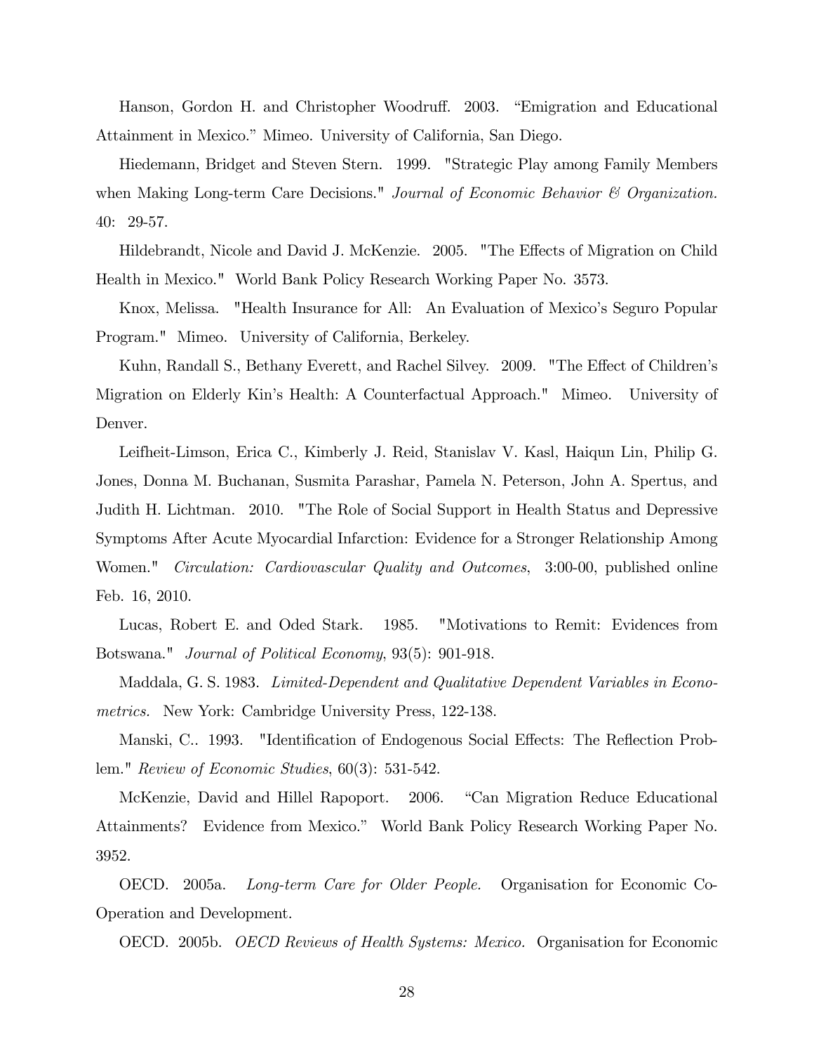Hanson, Gordon H. and Christopher Woodruff. 2003. "Emigration and Educational Attainment in Mexico." Mimeo. University of California, San Diego.

Hiedemann, Bridget and Steven Stern. 1999. "Strategic Play among Family Members when Making Long-term Care Decisions." *Journal of Economic Behavior & Organization.* 40: 29-57.

Hildebrandt, Nicole and David J. McKenzie. 2005. "The Effects of Migration on Child Health in Mexico." World Bank Policy Research Working Paper No. 3573.

Knox, Melissa. "Health Insurance for All: An Evaluation of Mexico's Seguro Popular Program." Mimeo. University of California, Berkeley.

Kuhn, Randall S., Bethany Everett, and Rachel Silvey. 2009. "The Effect of Children's Migration on Elderly Kin's Health: A Counterfactual Approach." Mimeo. University of Denver.

Leifheit-Limson, Erica C., Kimberly J. Reid, Stanislav V. Kasl, Haiqun Lin, Philip G. Jones, Donna M. Buchanan, Susmita Parashar, Pamela N. Peterson, John A. Spertus, and Judith H. Lichtman. 2010. "The Role of Social Support in Health Status and Depressive Symptoms After Acute Myocardial Infarction: Evidence for a Stronger Relationship Among Women." *Circulation: Cardiovascular Quality and Outcomes*, 3:00-00, published online Feb. 16, 2010.

Lucas, Robert E. and Oded Stark. 1985. "Motivations to Remit: Evidences from Botswana." *Journal of Political Economy*, 93(5): 901-918.

Maddala, G. S. 1983. *Limited-Dependent and Qualitative Dependent Variables in Econometrics.* New York: Cambridge University Press, 122-138.

Manski, C.. 1993. "Identification of Endogenous Social Effects: The Reflection Problem." *Review of Economic Studies*, 60(3): 531-542.

McKenzie, David and Hillel Rapoport. 2006. "Can Migration Reduce Educational Attainments? Evidence from Mexico." World Bank Policy Research Working Paper No. 3952.

OECD. 2005a. *Long-term Care for Older People.* Organisation for Economic Co-Operation and Development.

OECD. 2005b. *OECD Reviews of Health Systems: Mexico.* Organisation for Economic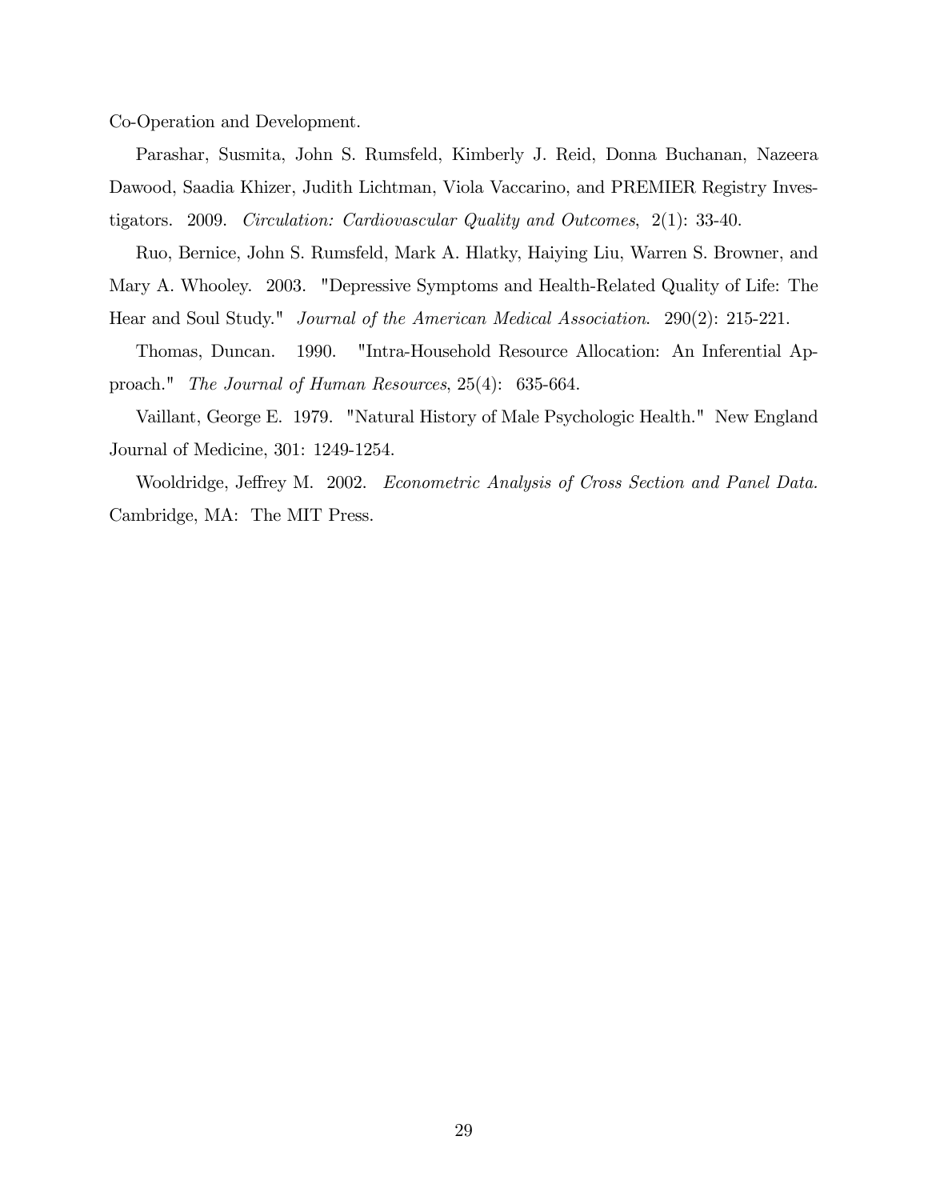Co-Operation and Development.

Parashar, Susmita, John S. Rumsfeld, Kimberly J. Reid, Donna Buchanan, Nazeera Dawood, Saadia Khizer, Judith Lichtman, Viola Vaccarino, and PREMIER Registry Investigators. 2009. *Circulation: Cardiovascular Quality and Outcomes*, 2(1): 33-40.

Ruo, Bernice, John S. Rumsfeld, Mark A. Hlatky, Haiying Liu, Warren S. Browner, and Mary A. Whooley. 2003. "Depressive Symptoms and Health-Related Quality of Life: The Hear and Soul Study." *Journal of the American Medical Association*. 290(2): 215-221.

Thomas, Duncan. 1990. "Intra-Household Resource Allocation: An Inferential Approach." *The Journal of Human Resources*, 25(4): 635-664.

Vaillant, George E. 1979. "Natural History of Male Psychologic Health." New England Journal of Medicine, 301: 1249-1254.

Wooldridge, Jeffrey M. 2002. *Econometric Analysis of Cross Section and Panel Data.* Cambridge, MA: The MIT Press.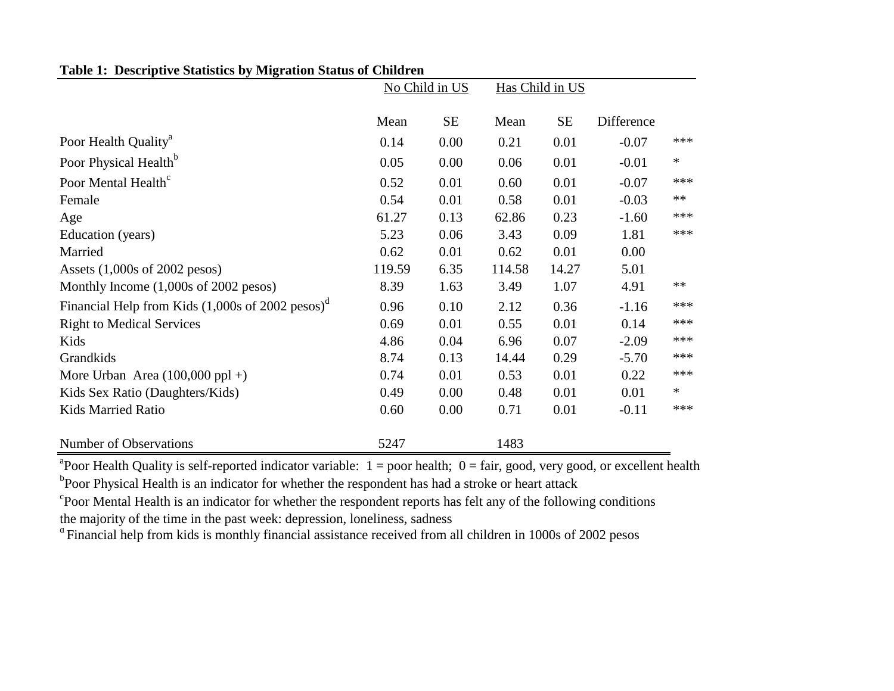**Table 1: Descriptive Statistics by Migration Status of Children**

| | No Child in US | | Has Child in US | | | |
|---|---|---|---|---|---|---|
| | Mean | SE | Mean | SE | Difference | |
| Poor Health Quality[a] | 0.14 | 0.00 | 0.21 | 0.01 | -0.07 | *** |
| Poor Physical Health[b] | 0.05 | 0.00 | 0.06 | 0.01 | -0.01 | * |
| Poor Mental Health[c] | 0.52 | 0.01 | 0.60 | 0.01 | -0.07 | *** |
| Female | 0.54 | 0.01 | 0.58 | 0.01 | -0.03 | ** |
| Age | 61.27 | 0.13 | 62.86 | 0.23 | -1.60 | *** |
| Education (years) | 5.23 | 0.06 | 3.43 | 0.09 | 1.81 | *** |
| Married | 0.62 | 0.01 | 0.62 | 0.01 | 0.00 | |
| Assets (1,000s of 2002 pesos) | 119.59 | 6.35 | 114.58 | 14.27 | 5.01 | |
| Monthly Income (1,000s of 2002 pesos) | 8.39 | 1.63 | 3.49 | 1.07 | 4.91 | ** |
| Financial Help from Kids (1,000s of 2002 pesos)[d] | 0.96 | 0.10 | 2.12 | 0.36 | -1.16 | *** |
| Right to Medical Services | 0.69 | 0.01 | 0.55 | 0.01 | 0.14 | *** |
| Kids | 4.86 | 0.04 | 6.96 | 0.07 | -2.09 | *** |
| Grandkids | 8.74 | 0.13 | 14.44 | 0.29 | -5.70 | *** |
| More Urban Area (100,000 ppl +) | 0.74 | 0.01 | 0.53 | 0.01 | 0.22 | *** |
| Kids Sex Ratio (Daughters/Kids) | 0.49 | 0.00 | 0.48 | 0.01 | 0.01 | * |
| Kids Married Ratio | 0.60 | 0.00 | 0.71 | 0.01 | -0.11 | *** |
| Number of Observations | 5247 | | 1483 | | | |

[a]Poor Health Quality is self-reported indicator variable: 1 = poor health; 0 = fair, good, very good, or excellent health

[b]Poor Physical Health is an indicator for whether the respondent has had a stroke or heart attack

[c]Poor Mental Health is an indicator for whether the respondent reports has felt any of the following conditions the majority of the time in the past week: depression, loneliness, sadness

[d] Financial help from kids is monthly financial assistance received from all children in 1000s of 2002 pesos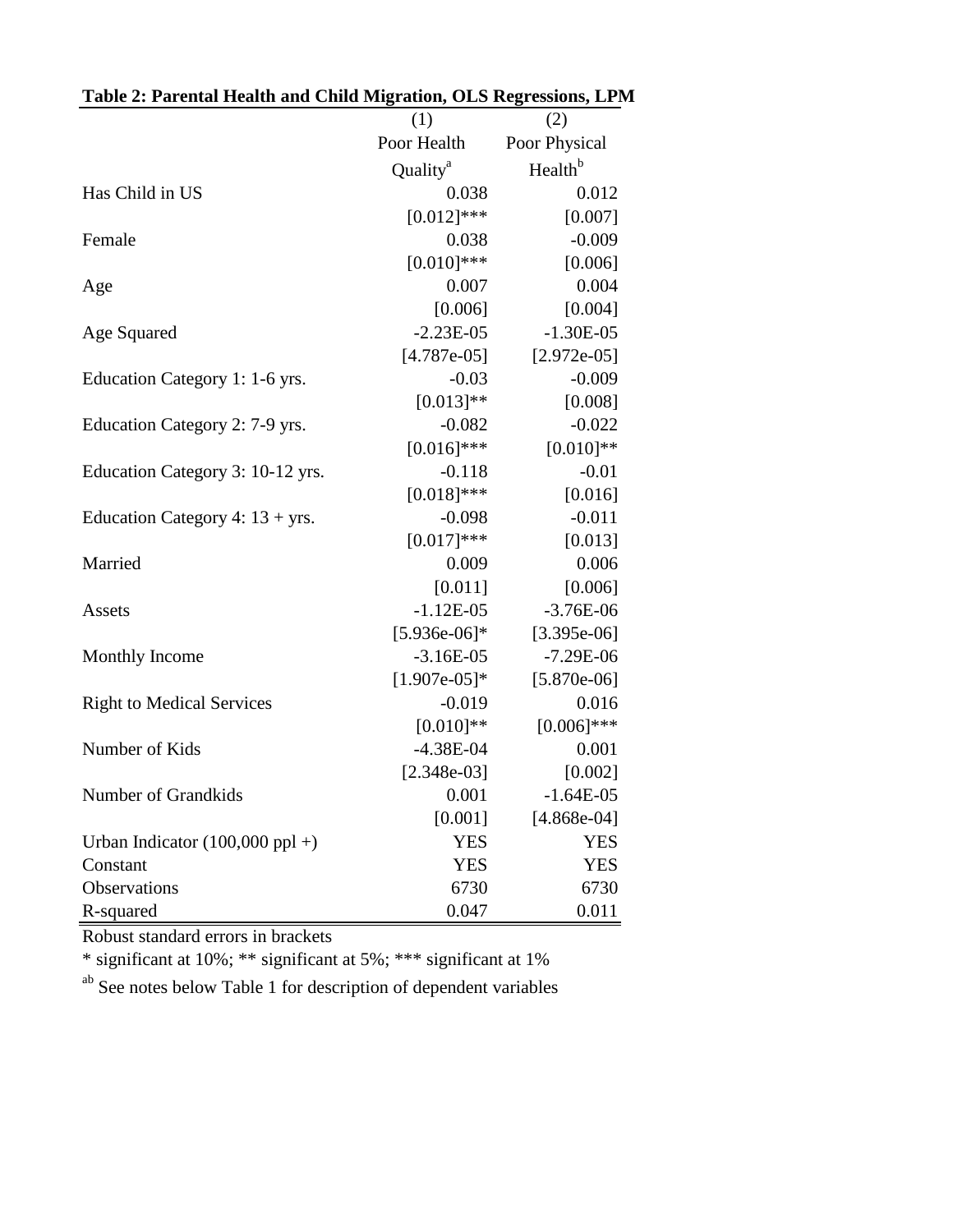**Table 2: Parental Health and Child Migration, OLS Regressions, LPM**

| | (1) | (2) |
|---|---|---|
| | Poor Health Quality[a] | Poor Physical Health[b] |
| Has Child in US | 0.038 | 0.012 |
| | [0.012]*** | [0.007] |
| Female | 0.038 | -0.009 |
| | [0.010]*** | [0.006] |
| Age | 0.007 | 0.004 |
| | [0.006] | [0.004] |
| Age Squared | -2.23E-05 | -1.30E-05 |
| | [4.787e-05] | [2.972e-05] |
| Education Category 1: 1-6 yrs. | -0.03 | -0.009 |
| | [0.013]** | [0.008] |
| Education Category 2: 7-9 yrs. | -0.082 | -0.022 |
| | [0.016]*** | [0.010]** |
| Education Category 3: 10-12 yrs. | -0.118 | -0.01 |
| | [0.018]*** | [0.016] |
| Education Category 4: 13 + yrs. | -0.098 | -0.011 |
| | [0.017]*** | [0.013] |
| Married | 0.009 | 0.006 |
| | [0.011] | [0.006] |
| Assets | -1.12E-05 | -3.76E-06 |
| | [5.936e-06]* | [3.395e-06] |
| Monthly Income | -3.16E-05 | -7.29E-06 |
| | [1.907e-05]* | [5.870e-06] |
| Right to Medical Services | -0.019 | 0.016 |
| | [0.010]** | [0.006]*** |
| Number of Kids | -4.38E-04 | 0.001 |
| | [2.348e-03] | [0.002] |
| Number of Grandkids | 0.001 | -1.64E-05 |
| | [0.001] | [4.868e-04] |
| Urban Indicator (100,000 ppl +) | YES | YES |
| Constant | YES | YES |
| Observations | 6730 | 6730 |
| R-squared | 0.047 | 0.011 |

Robust standard errors in brackets

* significant at 10%; ** significant at 5%; *** significant at 1%

[ab] See notes below Table 1 for description of dependent variables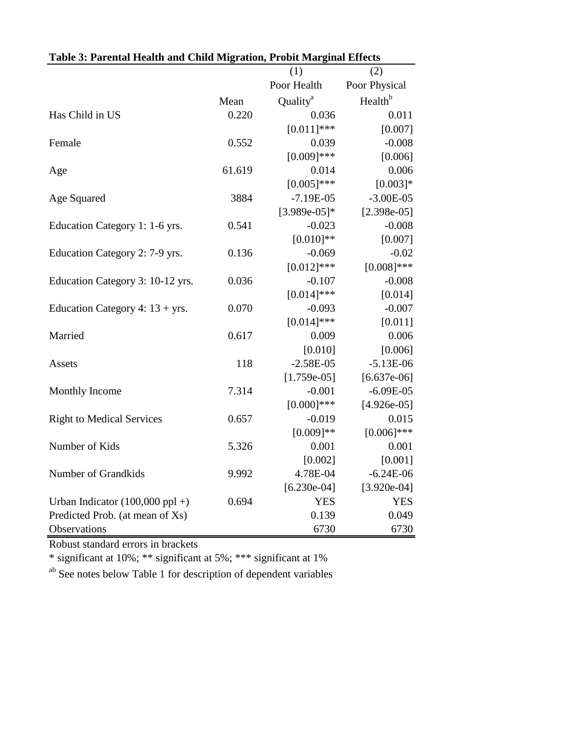**Table 3: Parental Health and Child Migration, Probit Marginal Effects**

| | Mean | (1) Poor Health Quality[a] | (2) Poor Physical Health[b] |
|---|---|---|---|
| Has Child in US | 0.220 | 0.036 | 0.011 |
| | | [0.011]*** | [0.007] |
| Female | 0.552 | 0.039 | -0.008 |
| | | [0.009]*** | [0.006] |
| Age | 61.619 | 0.014 | 0.006 |
| | | [0.005]*** | [0.003]* |
| Age Squared | 3884 | -7.19E-05 | -3.00E-05 |
| | | [3.989e-05]* | [2.398e-05] |
| Education Category 1: 1-6 yrs. | 0.541 | -0.023 | -0.008 |
| | | [0.010]** | [0.007] |
| Education Category 2: 7-9 yrs. | 0.136 | -0.069 | -0.02 |
| | | [0.012]*** | [0.008]*** |
| Education Category 3: 10-12 yrs. | 0.036 | -0.107 | -0.008 |
| | | [0.014]*** | [0.014] |
| Education Category 4: 13 + yrs. | 0.070 | -0.093 | -0.007 |
| | | [0.014]*** | [0.011] |
| Married | 0.617 | 0.009 | 0.006 |
| | | [0.010] | [0.006] |
| Assets | 118 | -2.58E-05 | -5.13E-06 |
| | | [1.759e-05] | [6.637e-06] |
| Monthly Income | 7.314 | -0.001 | -6.09E-05 |
| | | [0.000]*** | [4.926e-05] |
| Right to Medical Services | 0.657 | -0.019 | 0.015 |
| | | [0.009]** | [0.006]*** |
| Number of Kids | 5.326 | 0.001 | 0.001 |
| | | [0.002] | [0.001] |
| Number of Grandkids | 9.992 | 4.78E-04 | -6.24E-06 |
| | | [6.230e-04] | [3.920e-04] |
| Urban Indicator (100,000 ppl +) | 0.694 | YES | YES |
| Predicted Prob. (at mean of Xs) | | 0.139 | 0.049 |
| Observations | | 6730 | 6730 |

Robust standard errors in brackets

* significant at 10%; ** significant at 5%; *** significant at 1%

[ab] See notes below Table 1 for description of dependent variables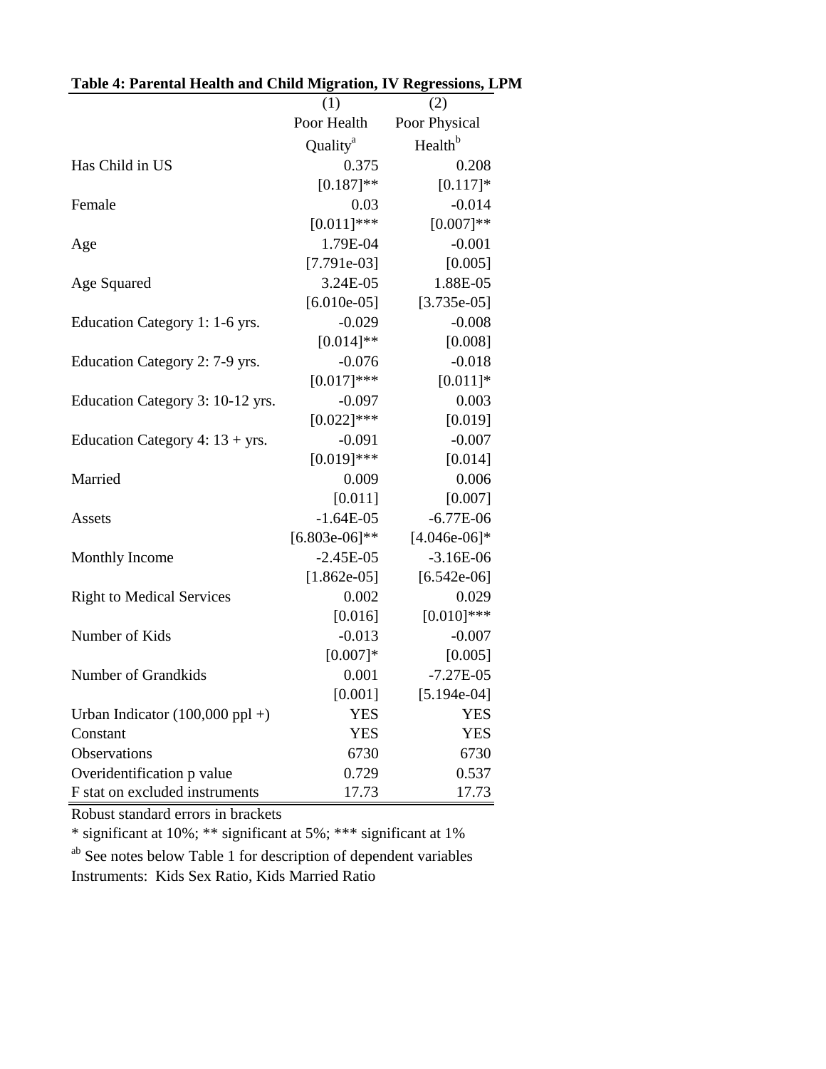**Table 4: Parental Health and Child Migration, IV Regressions, LPM**

| | (1) | (2) |
|---|---|---|
| | Poor Health Quality[a] | Poor Physical Health[b] |
| Has Child in US | 0.375 | 0.208 |
| | [0.187]** | [0.117]* |
| Female | 0.03 | -0.014 |
| | [0.011]*** | [0.007]** |
| Age | 1.79E-04 | -0.001 |
| | [7.791e-03] | [0.005] |
| Age Squared | 3.24E-05 | 1.88E-05 |
| | [6.010e-05] | [3.735e-05] |
| Education Category 1: 1-6 yrs. | -0.029 | -0.008 |
| | [0.014]** | [0.008] |
| Education Category 2: 7-9 yrs. | -0.076 | -0.018 |
| | [0.017]*** | [0.011]* |
| Education Category 3: 10-12 yrs. | -0.097 | 0.003 |
| | [0.022]*** | [0.019] |
| Education Category 4: 13 + yrs. | -0.091 | -0.007 |
| | [0.019]*** | [0.014] |
| Married | 0.009 | 0.006 |
| | [0.011] | [0.007] |
| Assets | -1.64E-05 | -6.77E-06 |
| | [6.803e-06]** | [4.046e-06]* |
| Monthly Income | -2.45E-05 | -3.16E-06 |
| | [1.862e-05] | [6.542e-06] |
| Right to Medical Services | 0.002 | 0.029 |
| | [0.016] | [0.010]*** |
| Number of Kids | -0.013 | -0.007 |
| | [0.007]* | [0.005] |
| Number of Grandkids | 0.001 | -7.27E-05 |
| | [0.001] | [5.194e-04] |
| Urban Indicator (100,000 ppl +) | YES | YES |
| Constant | YES | YES |
| Observations | 6730 | 6730 |
| Overidentification p value | 0.729 | 0.537 |
| F stat on excluded instruments | 17.73 | 17.73 |

Robust standard errors in brackets

* significant at 10%; ** significant at 5%; *** significant at 1%

[ab] See notes below Table 1 for description of dependent variables

Instruments: Kids Sex Ratio, Kids Married Ratio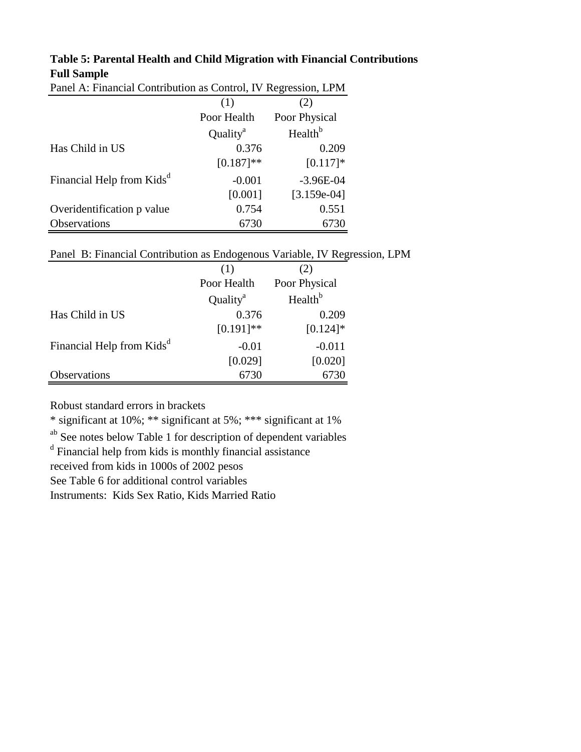**Table 5: Parental Health and Child Migration with Financial Contributions**
**Full Sample**

Panel A: Financial Contribution as Control, IV Regression, LPM

| | (1) | (2) |
|---|---|---|
| | Poor Health Quality[a] | Poor Physical Health[b] |
| Has Child in US | 0.376 | 0.209 |
| | [0.187]** | [0.117]* |
| Financial Help from Kids[d] | -0.001 | -3.96E-04 |
| | [0.001] | [3.159e-04] |
| Overidentification p value | 0.754 | 0.551 |
| Observations | 6730 | 6730 |

Panel B: Financial Contribution as Endogenous Variable, IV Regression, LPM

| | (1) | (2) |
|---|---|---|
| | Poor Health Quality[a] | Poor Physical Health[b] |
| Has Child in US | 0.376 | 0.209 |
| | [0.191]** | [0.124]* |
| Financial Help from Kids[d] | -0.01 | -0.011 |
| | [0.029] | [0.020] |
| Observations | 6730 | 6730 |

Robust standard errors in brackets

* significant at 10%; ** significant at 5%; *** significant at 1%

[ab] See notes below Table 1 for description of dependent variables

[d] Financial help from kids is monthly financial assistance received from kids in 1000s of 2002 pesos

See Table 6 for additional control variables

Instruments: Kids Sex Ratio, Kids Married Ratio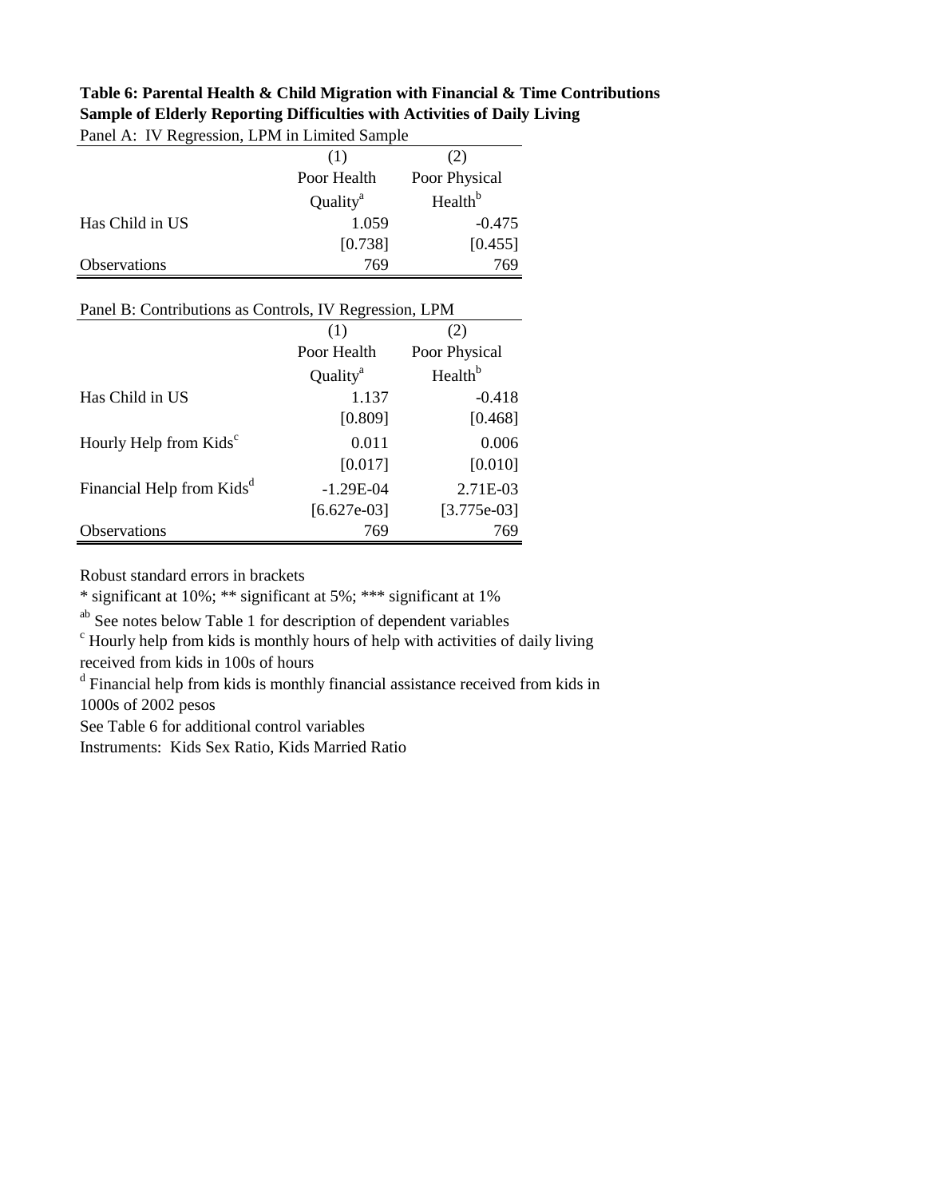**Table 6: Parental Health & Child Migration with Financial & Time Contributions**
**Sample of Elderly Reporting Difficulties with Activities of Daily Living**

Panel A: IV Regression, LPM in Limited Sample

| | (1) | (2) |
|---|---|---|
| | Poor Health Quality[a] | Poor Physical Health[b] |
| Has Child in US | 1.059 | -0.475 |
| | [0.738] | [0.455] |
| Observations | 769 | 769 |

Panel B: Contributions as Controls, IV Regression, LPM

| | (1) | (2) |
|---|---|---|
| | Poor Health Quality[a] | Poor Physical Health[b] |
| Has Child in US | 1.137 | -0.418 |
| | [0.809] | [0.468] |
| Hourly Help from Kids[c] | 0.011 | 0.006 |
| | [0.017] | [0.010] |
| Financial Help from Kids[d] | -1.29E-04 | 2.71E-03 |
| | [6.627e-03] | [3.775e-03] |
| Observations | 769 | 769 |

Robust standard errors in brackets

* significant at 10%; ** significant at 5%; *** significant at 1%

[ab] See notes below Table 1 for description of dependent variables

[c] Hourly help from kids is monthly hours of help with activities of daily living received from kids in 100s of hours

[d] Financial help from kids is monthly financial assistance received from kids in 1000s of 2002 pesos

See Table 6 for additional control variables

Instruments: Kids Sex Ratio, Kids Married Ratio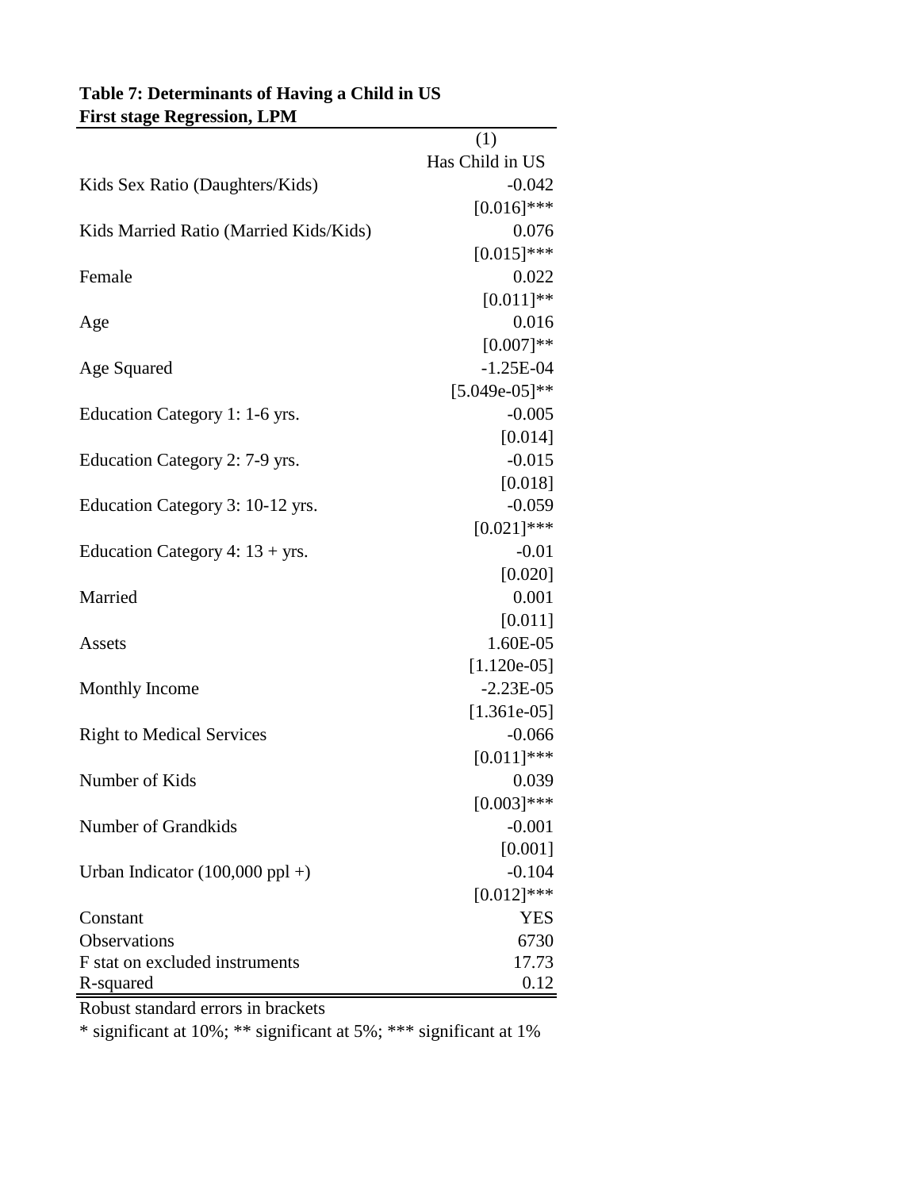**Table 7: Determinants of Having a Child in US**
**First stage Regression, LPM**

| | (1) |
|---|---|
| | Has Child in US |
| Kids Sex Ratio (Daughters/Kids) | -0.042 |
| | [0.016]*** |
| Kids Married Ratio (Married Kids/Kids) | 0.076 |
| | [0.015]*** |
| Female | 0.022 |
| | [0.011]** |
| Age | 0.016 |
| | [0.007]** |
| Age Squared | -1.25E-04 |
| | [5.049e-05]** |
| Education Category 1: 1-6 yrs. | -0.005 |
| | [0.014] |
| Education Category 2: 7-9 yrs. | -0.015 |
| | [0.018] |
| Education Category 3: 10-12 yrs. | -0.059 |
| | [0.021]*** |
| Education Category 4: 13 + yrs. | -0.01 |
| | [0.020] |
| Married | 0.001 |
| | [0.011] |
| Assets | 1.60E-05 |
| | [1.120e-05] |
| Monthly Income | -2.23E-05 |
| | [1.361e-05] |
| Right to Medical Services | -0.066 |
| | [0.011]*** |
| Number of Kids | 0.039 |
| | [0.003]*** |
| Number of Grandkids | -0.001 |
| | [0.001] |
| Urban Indicator (100,000 ppl +) | -0.104 |
| | [0.012]*** |
| Constant | YES |
| Observations | 6730 |
| F stat on excluded instruments | 17.73 |
| R-squared | 0.12 |

Robust standard errors in brackets

* significant at 10%; ** significant at 5%; *** significant at 1%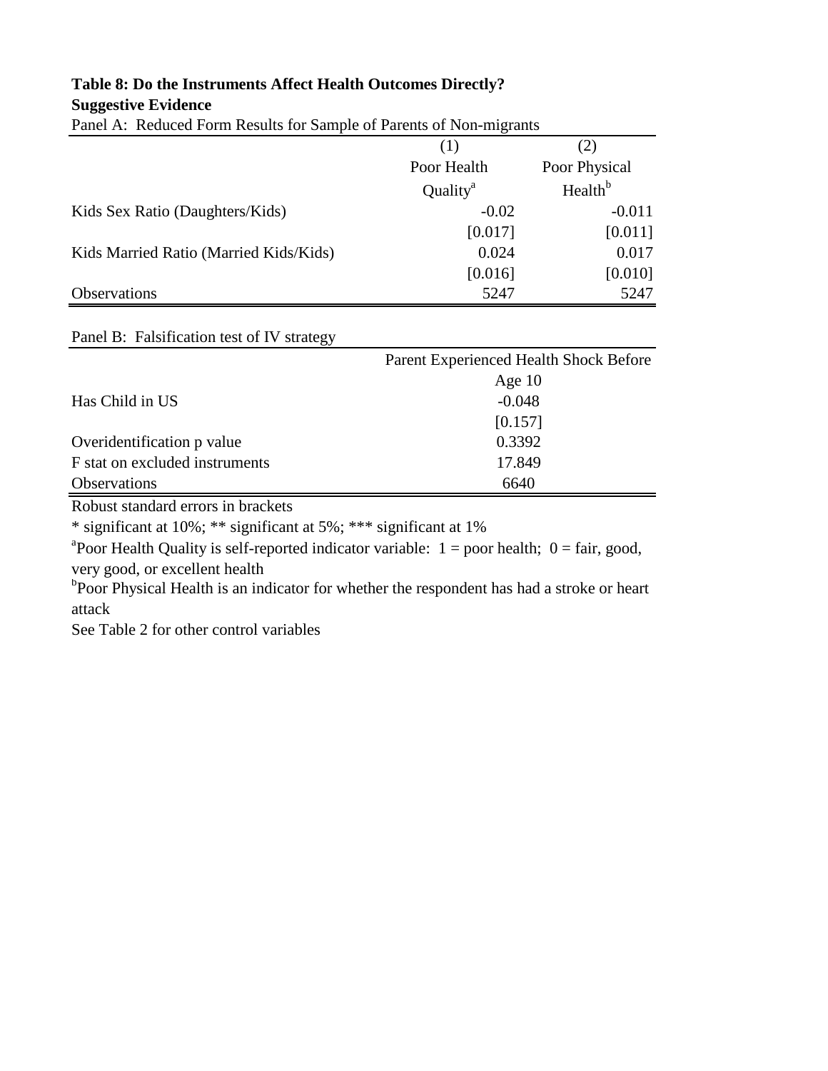**Table 8: Do the Instruments Affect Health Outcomes Directly?**
**Suggestive Evidence**

Panel A: Reduced Form Results for Sample of Parents of Non-migrants

| | (1) | (2) |
|---|---|---|
| | Poor Health Quality[a] | Poor Physical Health[b] |
| Kids Sex Ratio (Daughters/Kids) | -0.02 | -0.011 |
| | [0.017] | [0.011] |
| Kids Married Ratio (Married Kids/Kids) | 0.024 | 0.017 |
| | [0.016] | [0.010] |
| Observations | 5247 | 5247 |

Panel B: Falsification test of IV strategy

| | Parent Experienced Health Shock Before Age 10 |
|---|---|
| Has Child in US | -0.048 |
| | [0.157] |
| Overidentification p value | 0.3392 |
| F stat on excluded instruments | 17.849 |
| Observations | 6640 |

Robust standard errors in brackets

* significant at 10%; ** significant at 5%; *** significant at 1%

[a]Poor Health Quality is self-reported indicator variable: 1 = poor health; 0 = fair, good, very good, or excellent health

[b]Poor Physical Health is an indicator for whether the respondent has had a stroke or heart attack

See Table 2 for other control variables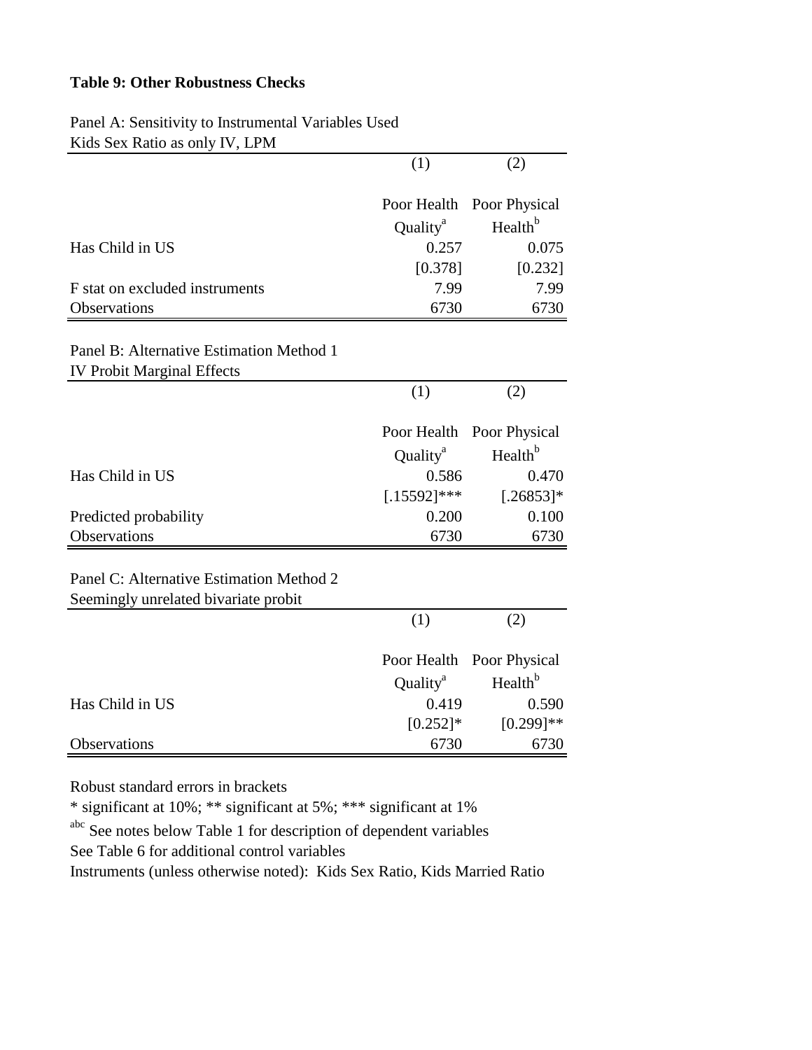**Table 9: Other Robustness Checks**

Panel A: Sensitivity to Instrumental Variables Used
Kids Sex Ratio as only IV, LPM

| | (1) | (2) |
|---|---|---|
| | Poor Health Quality[a] | Poor Physical Health[b] |
| Has Child in US | 0.257 | 0.075 |
| | [0.378] | [0.232] |
| F stat on excluded instruments | 7.99 | 7.99 |
| Observations | 6730 | 6730 |

Panel B: Alternative Estimation Method 1
IV Probit Marginal Effects

| | (1) | (2) |
|---|---|---|
| | Poor Health Quality[a] | Poor Physical Health[b] |
| Has Child in US | 0.586 | 0.470 |
| | [.15592]*** | [.26853]* |
| Predicted probability | 0.200 | 0.100 |
| Observations | 6730 | 6730 |

Panel C: Alternative Estimation Method 2
Seemingly unrelated bivariate probit

| | (1) | (2) |
|---|---|---|
| | Poor Health Quality[a] | Poor Physical Health[b] |
| Has Child in US | 0.419 | 0.590 |
| | [0.252]* | [0.299]** |
| Observations | 6730 | 6730 |

Robust standard errors in brackets

* significant at 10%; ** significant at 5%; *** significant at 1%

[abc] See notes below Table 1 for description of dependent variables

See Table 6 for additional control variables

Instruments (unless otherwise noted): Kids Sex Ratio, Kids Married Ratio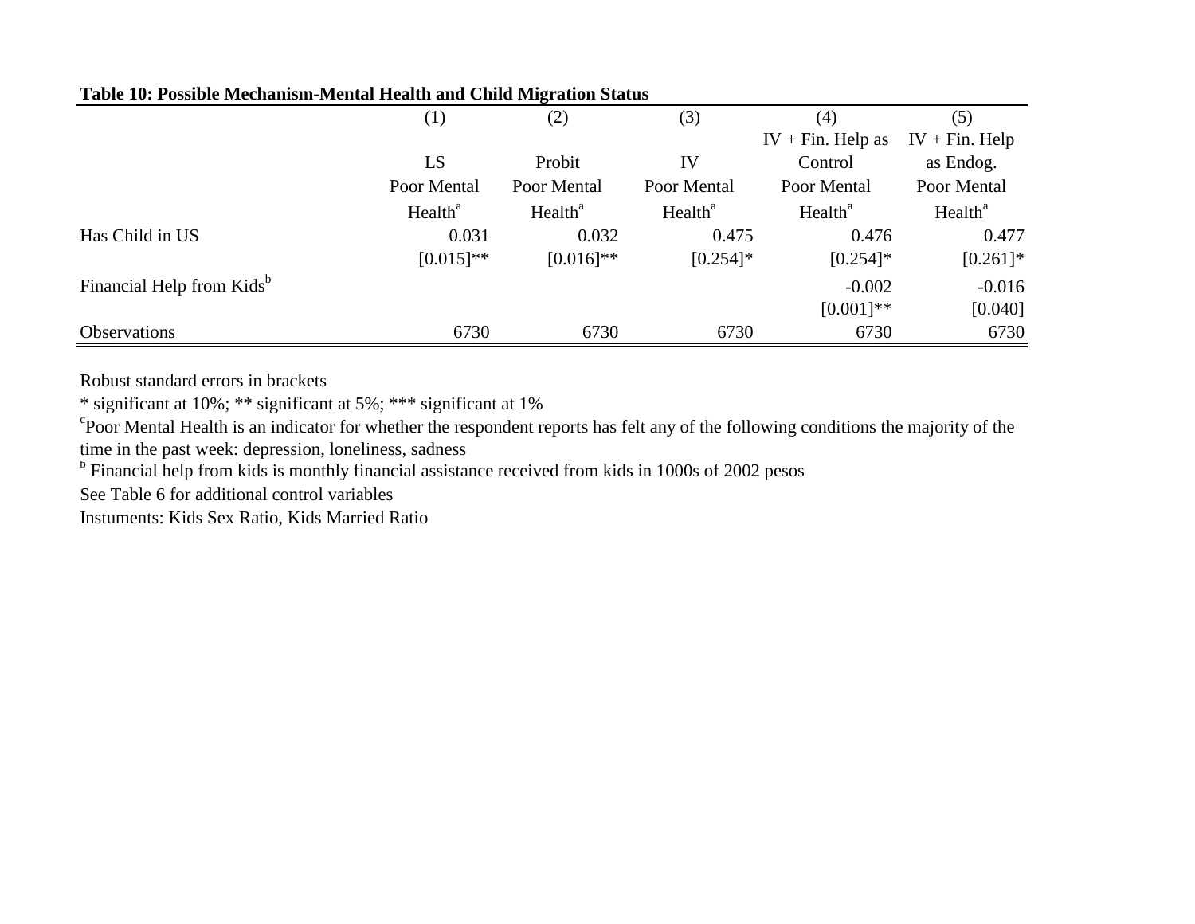**Table 10: Possible Mechanism-Mental Health and Child Migration Status**

| | (1) | (2) | (3) | (4) | (5) |
|---|---|---|---|---|---|
| | LS | Probit | IV | IV + Fin. Help as Control | IV + Fin. Help as Endog. |
| | Poor Mental Health[a] | Poor Mental Health[a] | Poor Mental Health[a] | Poor Mental Health[a] | Poor Mental Health[a] |
| Has Child in US | 0.031 | 0.032 | 0.475 | 0.476 | 0.477 |
| | [0.015]** | [0.016]** | [0.254]* | [0.254]* | [0.261]* |
| Financial Help from Kids[b] | | | | -0.002 | -0.016 |
| | | | | [0.001]** | [0.040] |
| Observations | 6730 | 6730 | 6730 | 6730 | 6730 |

Robust standard errors in brackets

* significant at 10%; ** significant at 5%; *** significant at 1%

[c]Poor Mental Health is an indicator for whether the respondent reports has felt any of the following conditions the majority of the time in the past week: depression, loneliness, sadness

[b] Financial help from kids is monthly financial assistance received from kids in 1000s of 2002 pesos

See Table 6 for additional control variables

Instuments: Kids Sex Ratio, Kids Married Ratio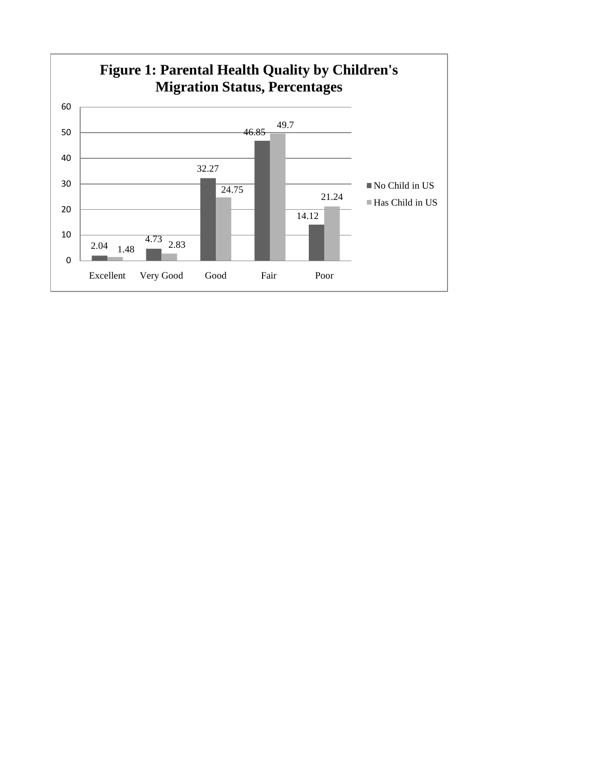**Figure 1: Parental Health Quality by Children's Migration Status, Percentages**

60
50
40
30
20
10
0

2.04 1.48
4.73 2.83
32.27 24.75
46.85 49.7
14.12 21.24

Excellent Very Good Good Fair Poor

No Child in US
Has Child in US